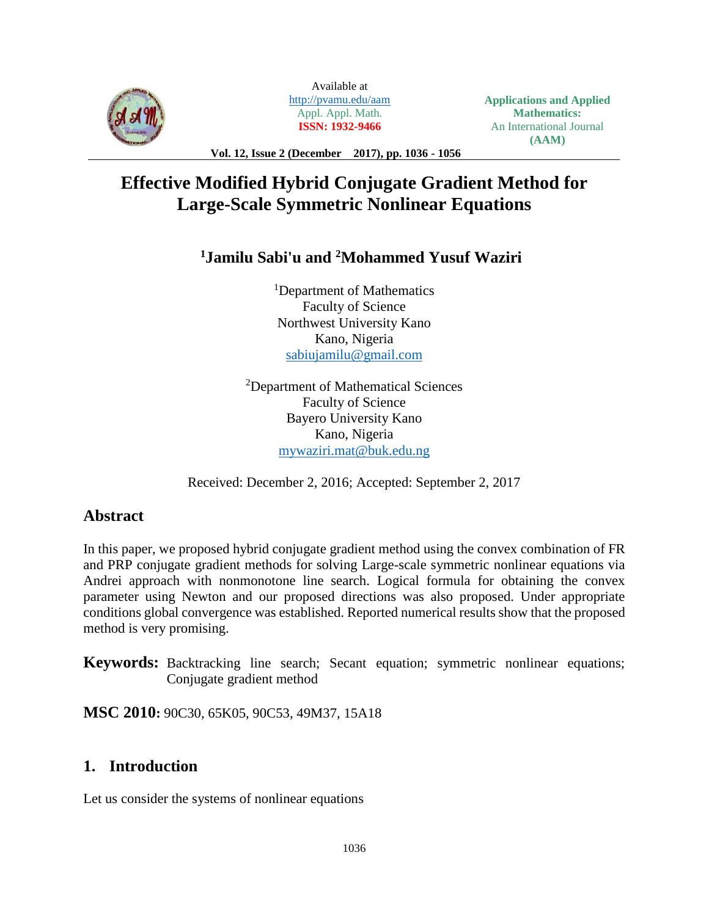# Effective Modified Hybrid Conjugate Gradient Method for Large-Scale Symmetric Nonlinear Equations

**[1]Jamilu Sabi'u and [2]Mohammed Yusuf Waziri**

[1]Department of Mathematics
Faculty of Science
Northwest University Kano
Kano, Nigeria
sabiujamilu@gmail.com

[2]Department of Mathematical Sciences
Faculty of Science
Bayero University Kano
Kano, Nigeria
mywaziri.mat@buk.edu.ng

Received: December 2, 2016; Accepted: September 2, 2017

## Abstract

In this paper, we proposed hybrid conjugate gradient method using the convex combination of FR and PRP conjugate gradient methods for solving Large-scale symmetric nonlinear equations via Andrei approach with nonmonotone line search. Logical formula for obtaining the convex parameter using Newton and our proposed directions was also proposed. Under appropriate conditions global convergence was established. Reported numerical results show that the proposed method is very promising.

**Keywords:** Backtracking line search; Secant equation; symmetric nonlinear equations; Conjugate gradient method

**MSC 2010:** 90C30, 65K05, 90C53, 49M37, 15A18

## 1. Introduction

Let us consider the systems of nonlinear equations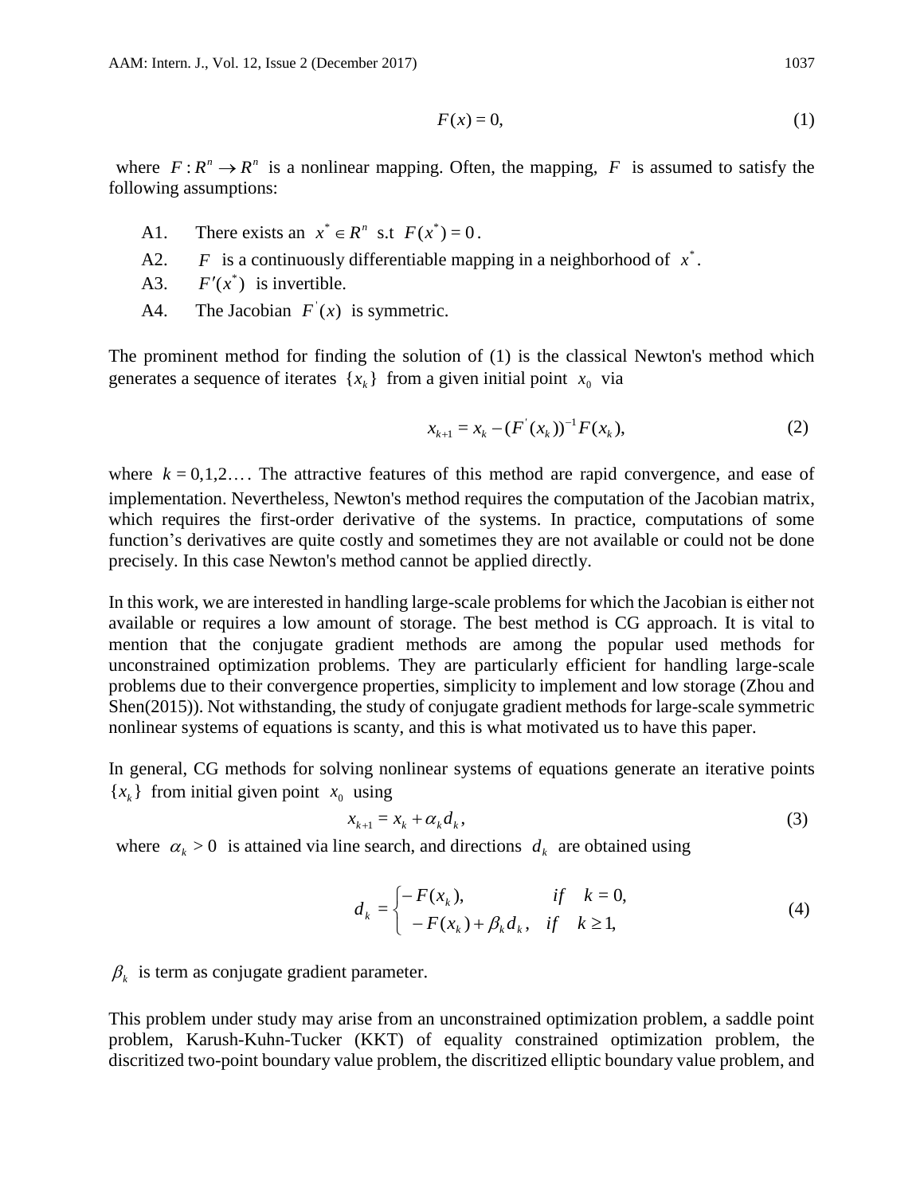$$F(x) = 0, \tag{1}$$

where $F : R^n \to R^n$ is a nonlinear mapping. Often, the mapping, $F$ is assumed to satisfy the following assumptions:

A1. There exists an $x^* \in R^n$ s.t $F(x^*) = 0$.

A2. $F$ is a continuously differentiable mapping in a neighborhood of $x^*$.

A3. $F'(x^*)$ is invertible.

A4. The Jacobian $F'(x)$ is symmetric.

The prominent method for finding the solution of (1) is the classical Newton's method which generates a sequence of iterates $\{x_k\}$ from a given initial point $x_0$ via

$$x_{k+1} = x_k - (F'(x_k))^{-1} F(x_k), \tag{2}$$

where $k = 0,1,2\ldots$. The attractive features of this method are rapid convergence, and ease of implementation. Nevertheless, Newton's method requires the computation of the Jacobian matrix, which requires the first-order derivative of the systems. In practice, computations of some function's derivatives are quite costly and sometimes they are not available or could not be done precisely. In this case Newton's method cannot be applied directly.

In this work, we are interested in handling large-scale problems for which the Jacobian is either not available or requires a low amount of storage. The best method is CG approach. It is vital to mention that the conjugate gradient methods are among the popular used methods for unconstrained optimization problems. They are particularly efficient for handling large-scale problems due to their convergence properties, simplicity to implement and low storage (Zhou and Shen(2015)). Not withstanding, the study of conjugate gradient methods for large-scale symmetric nonlinear systems of equations is scanty, and this is what motivated us to have this paper.

In general, CG methods for solving nonlinear systems of equations generate an iterative points $\{x_k\}$ from initial given point $x_0$ using

$$x_{k+1} = x_k + \alpha_k d_k, \tag{3}$$

where $\alpha_k > 0$ is attained via line search, and directions $d_k$ are obtained using

$$d_k = \begin{cases} -F(x_k), & if \quad k = 0, \\ -F(x_k) + \beta_k d_k, & if \quad k \geq 1, \end{cases} \tag{4}$$

$\beta_k$ is term as conjugate gradient parameter.

This problem under study may arise from an unconstrained optimization problem, a saddle point problem, Karush-Kuhn-Tucker (KKT) of equality constrained optimization problem, the discritized two-point boundary value problem, the discritized elliptic boundary value problem, and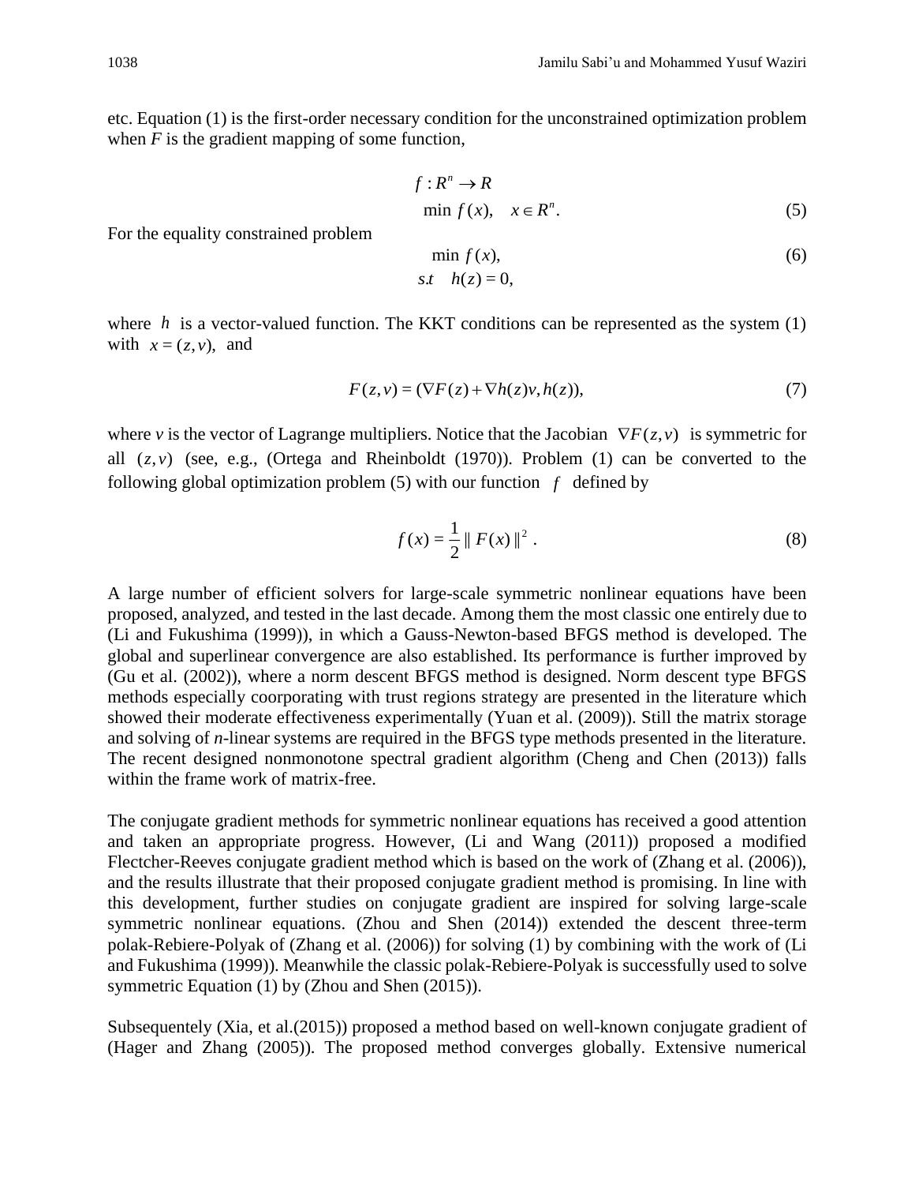etc. Equation (1) is the first-order necessary condition for the unconstrained optimization problem when $F$ is the gradient mapping of some function,

$$f : R^n \to R$$
$$\min f(x), \quad x \in R^n. \tag{5}$$

For the equality constrained problem

$$\min f(x), \tag{6}$$
$$s.t \quad h(z) = 0,$$

where $h$ is a vector-valued function. The KKT conditions can be represented as the system (1) with $x = (z, v)$, and

$$F(z,v) = (\nabla F(z) + \nabla h(z)v, h(z)), \tag{7}$$

where $v$ is the vector of Lagrange multipliers. Notice that the Jacobian $\nabla F(z,v)$ is symmetric for all $(z,v)$ (see, e.g., (Ortega and Rheinboldt (1970)). Problem (1) can be converted to the following global optimization problem (5) with our function $f$ defined by

$$f(x) = \frac{1}{2} \| F(x) \|^2 . \tag{8}$$

A large number of efficient solvers for large-scale symmetric nonlinear equations have been proposed, analyzed, and tested in the last decade. Among them the most classic one entirely due to (Li and Fukushima (1999)), in which a Gauss-Newton-based BFGS method is developed. The global and superlinear convergence are also established. Its performance is further improved by (Gu et al. (2002)), where a norm descent BFGS method is designed. Norm descent type BFGS methods especially coorporating with trust regions strategy are presented in the literature which showed their moderate effectiveness experimentally (Yuan et al. (2009)). Still the matrix storage and solving of *n*-linear systems are required in the BFGS type methods presented in the literature. The recent designed nonmonotone spectral gradient algorithm (Cheng and Chen (2013)) falls within the frame work of matrix-free.

The conjugate gradient methods for symmetric nonlinear equations has received a good attention and taken an appropriate progress. However, (Li and Wang (2011)) proposed a modified Flectcher-Reeves conjugate gradient method which is based on the work of (Zhang et al. (2006)), and the results illustrate that their proposed conjugate gradient method is promising. In line with this development, further studies on conjugate gradient are inspired for solving large-scale symmetric nonlinear equations. (Zhou and Shen (2014)) extended the descent three-term polak-Rebiere-Polyak of (Zhang et al. (2006)) for solving (1) by combining with the work of (Li and Fukushima (1999)). Meanwhile the classic polak-Rebiere-Polyak is successfully used to solve symmetric Equation (1) by (Zhou and Shen (2015)).

Subsequentely (Xia, et al.(2015)) proposed a method based on well-known conjugate gradient of (Hager and Zhang (2005)). The proposed method converges globally. Extensive numerical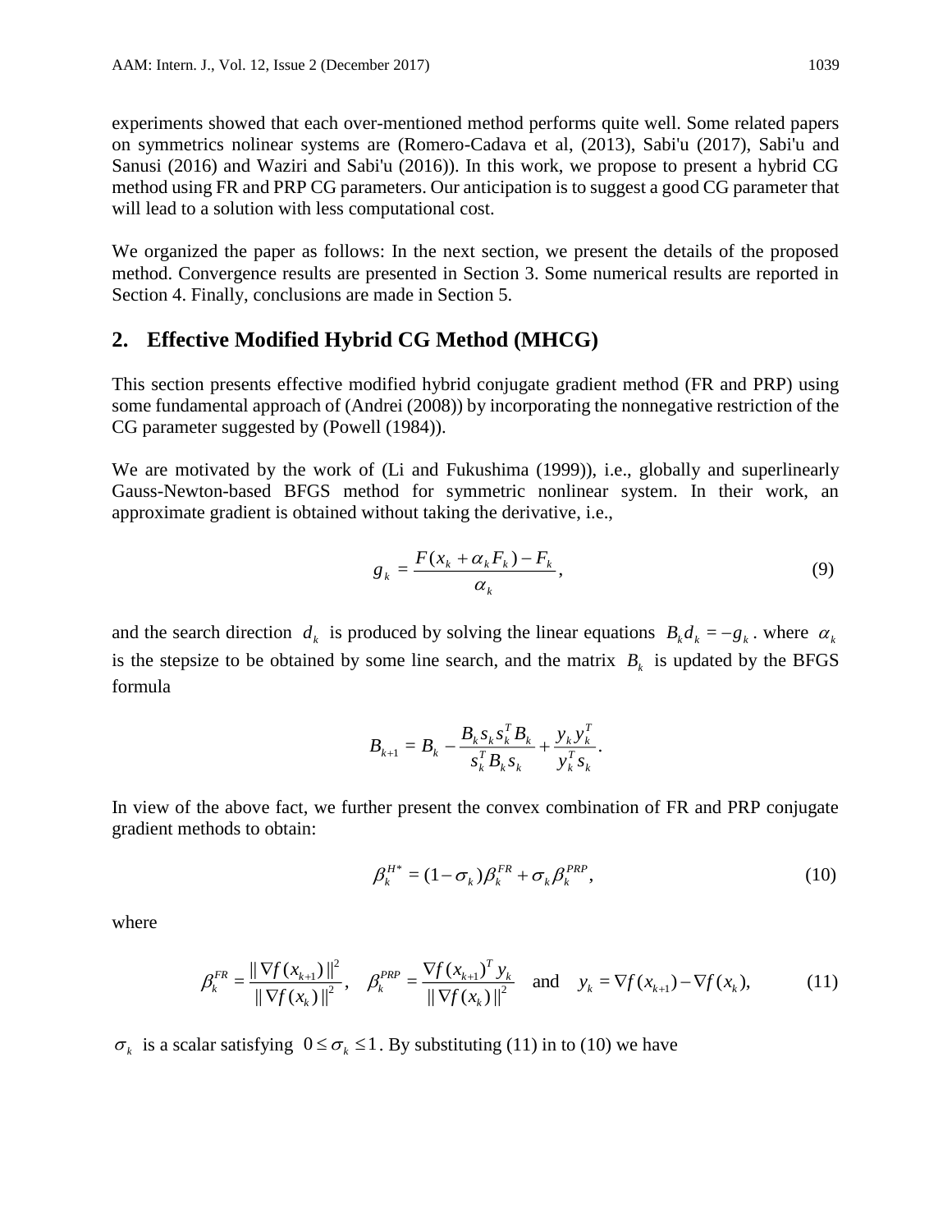experiments showed that each over-mentioned method performs quite well. Some related papers on symmetrics nolinear systems are (Romero-Cadava et al, (2013), Sabi'u (2017), Sabi'u and Sanusi (2016) and Waziri and Sabi'u (2016)). In this work, we propose to present a hybrid CG method using FR and PRP CG parameters. Our anticipation is to suggest a good CG parameter that will lead to a solution with less computational cost.

We organized the paper as follows: In the next section, we present the details of the proposed method. Convergence results are presented in Section 3. Some numerical results are reported in Section 4. Finally, conclusions are made in Section 5.

## 2. Effective Modified Hybrid CG Method (MHCG)

This section presents effective modified hybrid conjugate gradient method (FR and PRP) using some fundamental approach of (Andrei (2008)) by incorporating the nonnegative restriction of the CG parameter suggested by (Powell (1984)).

We are motivated by the work of (Li and Fukushima (1999)), i.e., globally and superlinearly Gauss-Newton-based BFGS method for symmetric nonlinear system. In their work, an approximate gradient is obtained without taking the derivative, i.e.,

$$g_k = \frac{F(x_k + \alpha_k F_k) - F_k}{\alpha_k}, \tag{9}$$

and the search direction $d_k$ is produced by solving the linear equations $B_k d_k = -g_k$. where $\alpha_k$ is the stepsize to be obtained by some line search, and the matrix $B_k$ is updated by the BFGS formula

$$B_{k+1} = B_k - \frac{B_k s_k s_k^T B_k}{s_k^T B_k s_k} + \frac{y_k y_k^T}{y_k^T s_k}.$$

In view of the above fact, we further present the convex combination of FR and PRP conjugate gradient methods to obtain:

$$\beta_k^{H*} = (1-\sigma_k)\beta_k^{FR} + \sigma_k \beta_k^{PRP}, \tag{10}$$

where

$$\beta_k^{FR} = \frac{\|\nabla f(x_{k+1})\|^2}{\|\nabla f(x_k)\|^2}, \quad \beta_k^{PRP} = \frac{\nabla f(x_{k+1})^T y_k}{\|\nabla f(x_k)\|^2} \quad \text{and} \quad y_k = \nabla f(x_{k+1}) - \nabla f(x_k), \tag{11}$$

$\sigma_k$ is a scalar satisfying $0 \le \sigma_k \le 1$. By substituting (11) in to (10) we have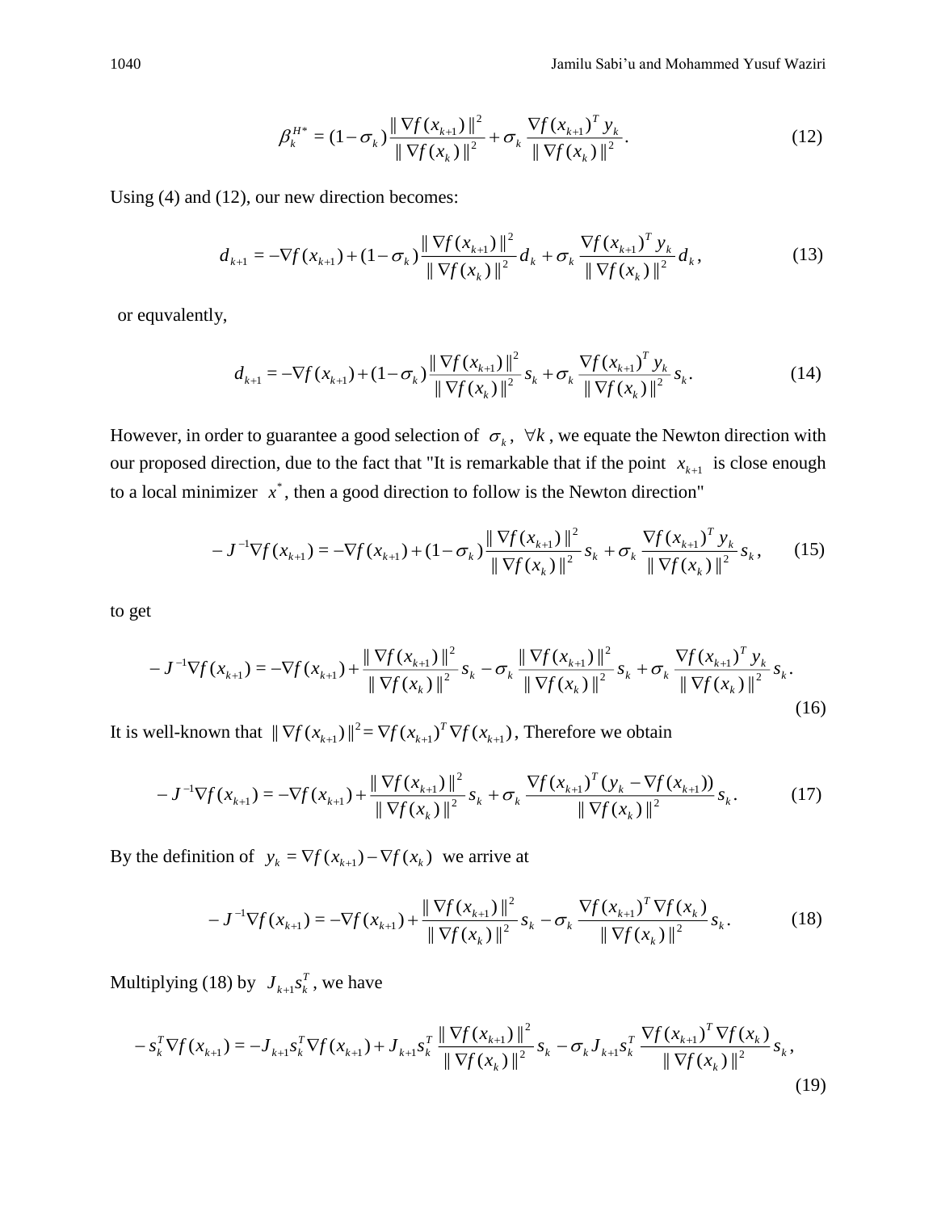$$\beta_k^{H*} = (1-\sigma_k)\frac{\|\nabla f(x_{k+1})\|^2}{\|\nabla f(x_k)\|^2} + \sigma_k \frac{\nabla f(x_{k+1})^T y_k}{\|\nabla f(x_k)\|^2}. \tag{12}$$

Using (4) and (12), our new direction becomes:

$$d_{k+1} = -\nabla f(x_{k+1}) + (1-\sigma_k)\frac{\|\nabla f(x_{k+1})\|^2}{\|\nabla f(x_k)\|^2} d_k + \sigma_k \frac{\nabla f(x_{k+1})^T y_k}{\|\nabla f(x_k)\|^2} d_k, \tag{13}$$

or equvalently,

$$d_{k+1} = -\nabla f(x_{k+1}) + (1-\sigma_k)\frac{\|\nabla f(x_{k+1})\|^2}{\|\nabla f(x_k)\|^2} s_k + \sigma_k \frac{\nabla f(x_{k+1})^T y_k}{\|\nabla f(x_k)\|^2} s_k. \tag{14}$$

However, in order to guarantee a good selection of $\sigma_k$, $\forall k$, we equate the Newton direction with our proposed direction, due to the fact that "It is remarkable that if the point $x_{k+1}$ is close enough to a local minimizer $x^*$, then a good direction to follow is the Newton direction"

$$-J^{-1}\nabla f(x_{k+1}) = -\nabla f(x_{k+1}) + (1-\sigma_k)\frac{\|\nabla f(x_{k+1})\|^2}{\|\nabla f(x_k)\|^2} s_k + \sigma_k \frac{\nabla f(x_{k+1})^T y_k}{\|\nabla f(x_k)\|^2} s_k, \tag{15}$$

to get

$$-J^{-1}\nabla f(x_{k+1}) = -\nabla f(x_{k+1}) + \frac{\|\nabla f(x_{k+1})\|^2}{\|\nabla f(x_k)\|^2} s_k - \sigma_k \frac{\|\nabla f(x_{k+1})\|^2}{\|\nabla f(x_k)\|^2} s_k + \sigma_k \frac{\nabla f(x_{k+1})^T y_k}{\|\nabla f(x_k)\|^2} s_k. \tag{16}$$

It is well-known that $\|\nabla f(x_{k+1})\|^2 = \nabla f(x_{k+1})^T \nabla f(x_{k+1})$, Therefore we obtain

$$-J^{-1}\nabla f(x_{k+1}) = -\nabla f(x_{k+1}) + \frac{\|\nabla f(x_{k+1})\|^2}{\|\nabla f(x_k)\|^2} s_k + \sigma_k \frac{\nabla f(x_{k+1})^T (y_k - \nabla f(x_{k+1}))}{\|\nabla f(x_k)\|^2} s_k. \tag{17}$$

By the definition of $y_k = \nabla f(x_{k+1}) - \nabla f(x_k)$ we arrive at

$$-J^{-1}\nabla f(x_{k+1}) = -\nabla f(x_{k+1}) + \frac{\|\nabla f(x_{k+1})\|^2}{\|\nabla f(x_k)\|^2} s_k - \sigma_k \frac{\nabla f(x_{k+1})^T \nabla f(x_k)}{\|\nabla f(x_k)\|^2} s_k. \tag{18}$$

Multiplying (18) by $J_{k+1} s_k^T$, we have

$$-s_k^T \nabla f(x_{k+1}) = -J_{k+1} s_k^T \nabla f(x_{k+1}) + J_{k+1} s_k^T \frac{\|\nabla f(x_{k+1})\|^2}{\|\nabla f(x_k)\|^2} s_k - \sigma_k J_{k+1} s_k^T \frac{\nabla f(x_{k+1})^T \nabla f(x_k)}{\|\nabla f(x_k)\|^2} s_k, \tag{19}$$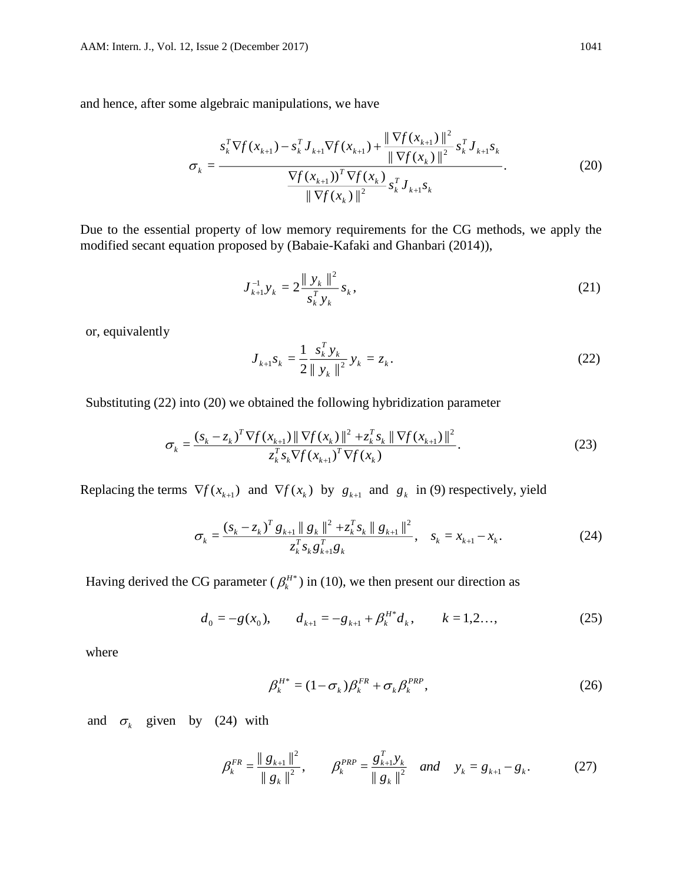and hence, after some algebraic manipulations, we have

$$\sigma_k = \frac{s_k^T \nabla f(x_{k+1}) - s_k^T J_{k+1} \nabla f(x_{k+1}) + \dfrac{\| \nabla f(x_{k+1}) \|^2}{\| \nabla f(x_k) \|^2} s_k^T J_{k+1} s_k}{\dfrac{\nabla f(x_{k+1}))^T \nabla f(x_k)}{\| \nabla f(x_k) \|^2} s_k^T J_{k+1} s_k}. \tag{20}$$

Due to the essential property of low memory requirements for the CG methods, we apply the modified secant equation proposed by (Babaie-Kafaki and Ghanbari (2014)),

$$J_{k+1}^{-1} y_k = 2 \frac{\| y_k \|^2}{s_k^T y_k} s_k, \tag{21}$$

or, equivalently

$$J_{k+1} s_k = \frac{1}{2} \frac{s_k^T y_k}{\| y_k \|^2} y_k = z_k. \tag{22}$$

Substituting (22) into (20) we obtained the following hybridization parameter

$$\sigma_k = \frac{(s_k - z_k)^T \nabla f(x_{k+1}) \| \nabla f(x_k) \|^2 + z_k^T s_k \| \nabla f(x_{k+1}) \|^2}{z_k^T s_k \nabla f(x_{k+1})^T \nabla f(x_k)}. \tag{23}$$

Replacing the terms $\nabla f(x_{k+1})$ and $\nabla f(x_k)$ by $g_{k+1}$ and $g_k$ in (9) respectively, yield

$$\sigma_k = \frac{(s_k - z_k)^T g_{k+1} \| g_k \|^2 + z_k^T s_k \| g_{k+1} \|^2}{z_k^T s_k g_{k+1}^T g_k}, \quad s_k = x_{k+1} - x_k. \tag{24}$$

Having derived the CG parameter ($\beta_k^{H*}$) in (10), we then present our direction as

$$d_0 = -g(x_0), \qquad d_{k+1} = -g_{k+1} + \beta_k^{H*} d_k, \qquad k = 1,2\ldots, \tag{25}$$

where

$$\beta_k^{H*} = (1 - \sigma_k) \beta_k^{FR} + \sigma_k \beta_k^{PRP}, \tag{26}$$

and $\sigma_k$ given by (24) with

$$\beta_k^{FR} = \frac{\| g_{k+1} \|^2}{\| g_k \|^2}, \qquad \beta_k^{PRP} = \frac{g_{k+1}^T y_k}{\| g_k \|^2} \quad and \quad y_k = g_{k+1} - g_k. \tag{27}$$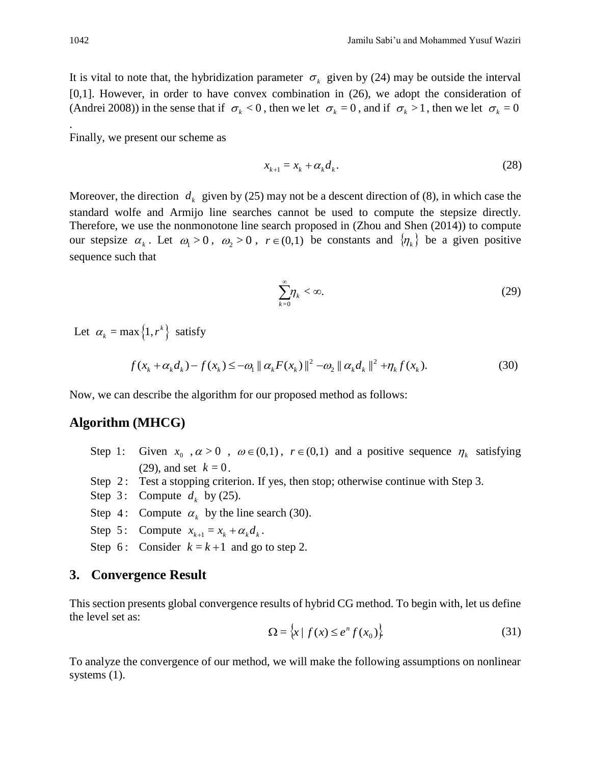It is vital to note that, the hybridization parameter $\sigma_k$ given by (24) may be outside the interval [0,1]. However, in order to have convex combination in (26), we adopt the consideration of (Andrei 2008)) in the sense that if $\sigma_k < 0$, then we let $\sigma_k = 0$, and if $\sigma_k > 1$, then we let $\sigma_k = 0$ .

Finally, we present our scheme as

$$x_{k+1} = x_k + \alpha_k d_k. \tag{28}$$

Moreover, the direction $d_k$ given by (25) may not be a descent direction of (8), in which case the standard wolfe and Armijo line searches cannot be used to compute the stepsize directly. Therefore, we use the nonmonotone line search proposed in (Zhou and Shen (2014)) to compute our stepsize $\alpha_k$. Let $\omega_1 > 0$, $\omega_2 > 0$, $r \in (0,1)$ be constants and $\{\eta_k\}$ be a given positive sequence such that

$$\sum_{k=0}^{\infty} \eta_k < \infty. \tag{29}$$

Let $\alpha_k = \max\{1, r^k\}$ satisfy

$$f(x_k + \alpha_k d_k) - f(x_k) \le -\omega_1 \| \alpha_k F(x_k) \|^2 - \omega_2 \| \alpha_k d_k \|^2 + \eta_k f(x_k). \tag{30}$$

Now, we can describe the algorithm for our proposed method as follows:

## Algorithm (MHCG)

- Step 1: Given $x_0$ , $\alpha > 0$ , $\omega \in (0,1)$, $r \in (0,1)$ and a positive sequence $\eta_k$ satisfying (29), and set $k = 0$.
- Step 2: Test a stopping criterion. If yes, then stop; otherwise continue with Step 3.
- Step 3: Compute $d_k$ by (25).
- Step 4: Compute $\alpha_k$ by the line search (30).
- Step 5: Compute $x_{k+1} = x_k + \alpha_k d_k$.
- Step 6: Consider $k = k+1$ and go to step 2.

## 3. Convergence Result

This section presents global convergence results of hybrid CG method. To begin with, let us define the level set as:

$$\Omega = \{x \mid f(x) \le e^n f(x_0)\}. \tag{31}$$

To analyze the convergence of our method, we will make the following assumptions on nonlinear systems (1).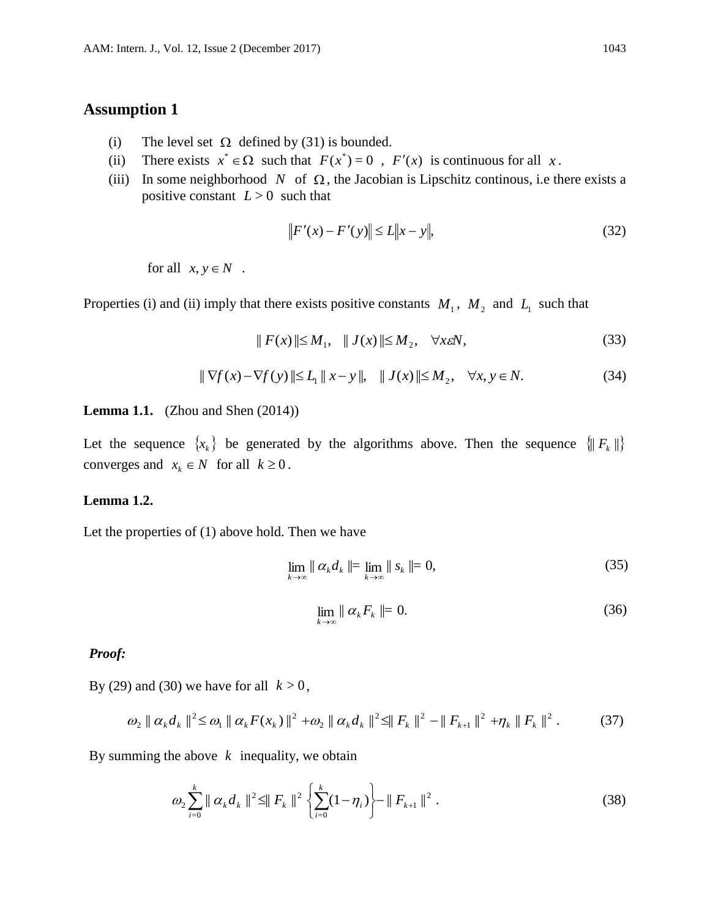## Assumption 1

(i) The level set $\Omega$ defined by (31) is bounded.

(ii) There exists $x^* \in \Omega$ such that $F(x^*) = 0$ , $F'(x)$ is continuous for all $x$.

(iii) In some neighborhood $N$ of $\Omega$, the Jacobian is Lipschitz continous, i.e there exists a positive constant $L > 0$ such that

$$\|F'(x) - F'(y)\| \leq L\|x - y\|, \tag{32}$$

for all $x, y \in N$ .

Properties (i) and (ii) imply that there exists positive constants $M_1$, $M_2$ and $L_1$ such that

$$\| F(x) \| \leq M_1, \quad \| J(x) \| \leq M_2, \quad \forall x \varepsilon N, \tag{33}$$

$$\| \nabla f(x) - \nabla f(y) \| \leq L_1 \| x - y \|, \quad \| J(x) \| \leq M_2, \quad \forall x, y \in N. \tag{34}$$

**Lemma 1.1.** (Zhou and Shen (2014))

Let the sequence $\{x_k\}$ be generated by the algorithms above. Then the sequence $\{\| F_k \|\}$ converges and $x_k \in N$ for all $k \geq 0$.

**Lemma 1.2.**

Let the properties of (1) above hold. Then we have

$$\lim_{k \to \infty} \| \alpha_k d_k \| = \lim_{k \to \infty} \| s_k \| = 0, \tag{35}$$

$$\lim_{k \to \infty} \| \alpha_k F_k \| = 0. \tag{36}$$

***Proof:***

By (29) and (30) we have for all $k > 0$,

$$\omega_2 \| \alpha_k d_k \|^2 \leq \omega_1 \| \alpha_k F(x_k) \|^2 + \omega_2 \| \alpha_k d_k \|^2 \leq \| F_k \|^2 - \| F_{k+1} \|^2 + \eta_k \| F_k \|^2 . \tag{37}$$

By summing the above $k$ inequality, we obtain

$$\omega_2 \sum_{i=0}^{k} \| \alpha_k d_k \|^2 \leq \| F_k \|^2 \left\{ \sum_{i=0}^{k} (1 - \eta_i) \right\} - \| F_{k+1} \|^2 . \tag{38}$$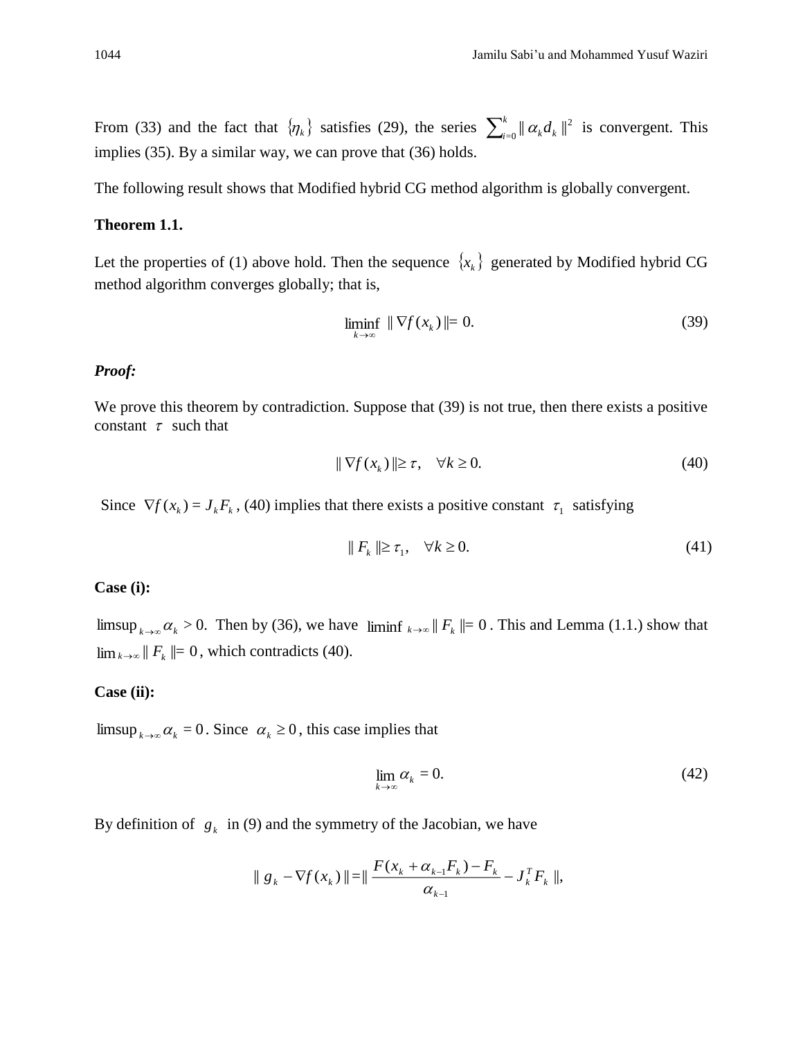From (33) and the fact that $\{\eta_k\}$ satisfies (29), the series $\sum_{i=0}^{k} \| \alpha_k d_k \|^2$ is convergent. This implies (35). By a similar way, we can prove that (36) holds.

The following result shows that Modified hybrid CG method algorithm is globally convergent.

**Theorem 1.1.**

Let the properties of (1) above hold. Then the sequence $\{x_k\}$ generated by Modified hybrid CG method algorithm converges globally; that is,

$$\liminf_{k\to\infty} \| \nabla f(x_k) \| = 0. \tag{39}$$

***Proof:***

We prove this theorem by contradiction. Suppose that (39) is not true, then there exists a positive constant $\tau$ such that

$$\| \nabla f(x_k) \| \geq \tau, \quad \forall k \geq 0. \tag{40}$$

Since $\nabla f(x_k) = J_k F_k$, (40) implies that there exists a positive constant $\tau_1$ satisfying

$$\| F_k \| \geq \tau_1, \quad \forall k \geq 0. \tag{41}$$

**Case (i):**

$\limsup_{k\to\infty} \alpha_k > 0.$ Then by (36), we have $\liminf_{k\to\infty} \| F_k \| = 0$. This and Lemma (1.1.) show that $\lim_{k\to\infty} \| F_k \| = 0$, which contradicts (40).

**Case (ii):**

$\limsup_{k\to\infty} \alpha_k = 0$. Since $\alpha_k \geq 0$, this case implies that

$$\lim_{k\to\infty} \alpha_k = 0. \tag{42}$$

By definition of $g_k$ in (9) and the symmetry of the Jacobian, we have

$$\| g_k - \nabla f(x_k) \| = \| \frac{F(x_k + \alpha_{k-1} F_k) - F_k}{\alpha_{k-1}} - J_k^T F_k \|,$$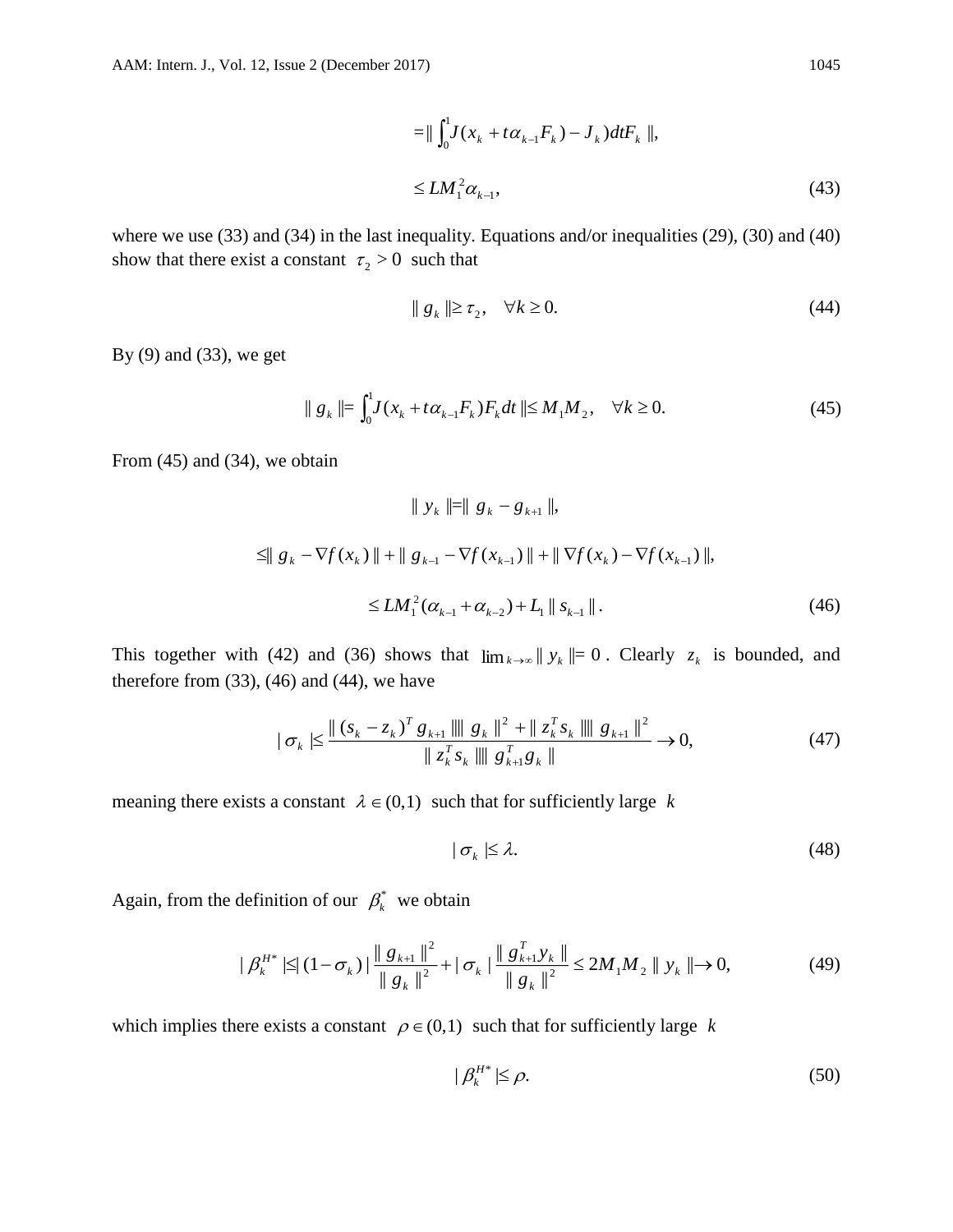$$
\begin{aligned}
&= \| \int_0^1 J(x_k + t\alpha_{k-1}F_k) - J_k) dt F_k \|, \\
&\leq LM_1^2 \alpha_{k-1},
\end{aligned} \tag{43}
$$

where we use (33) and (34) in the last inequality. Equations and/or inequalities (29), (30) and (40) show that there exist a constant $\tau_2 > 0$ such that

$$
\| g_k \| \geq \tau_2, \quad \forall k \geq 0. \tag{44}
$$

By (9) and (33), we get

$$
\| g_k \| = \int_0^1 J(x_k + t\alpha_{k-1}F_k) F_k dt \| \leq M_1 M_2, \quad \forall k \geq 0. \tag{45}
$$

From (45) and (34), we obtain

$$
\begin{aligned}
\| y_k \| &= \| g_k - g_{k+1} \|, \\
&\leq \| g_k - \nabla f(x_k) \| + \| g_{k-1} - \nabla f(x_{k-1}) \| + \| \nabla f(x_k) - \nabla f(x_{k-1}) \|, \\
&\leq LM_1^2 (\alpha_{k-1} + \alpha_{k-2}) + L_1 \| s_{k-1} \|.
\end{aligned} \tag{46}
$$

This together with (42) and (36) shows that $\lim_{k \to \infty} \| y_k \| = 0$. Clearly $z_k$ is bounded, and therefore from (33), (46) and (44), we have

$$
| \sigma_k | \leq \frac{\| (s_k - z_k)^T g_{k+1} \| \| g_k \|^2 + \| z_k^T s_k \| \| g_{k+1} \|^2}{\| z_k^T s_k \| \| g_{k+1}^T g_k \|} \to 0, \tag{47}
$$

meaning there exists a constant $\lambda \in (0,1)$ such that for sufficiently large $k$

$$
| \sigma_k | \leq \lambda. \tag{48}
$$

Again, from the definition of our $\beta_k^*$ we obtain

$$
| \beta_k^{H*} | \leq | (1 - \sigma_k) | \frac{\| g_{k+1} \|^2}{\| g_k \|^2} + | \sigma_k | \frac{\| g_{k+1}^T y_k \|}{\| g_k \|^2} \leq 2 M_1 M_2 \| y_k \| \to 0, \tag{49}
$$

which implies there exists a constant $\rho \in (0,1)$ such that for sufficiently large $k$

$$
| \beta_k^{H*} | \leq \rho. \tag{50}
$$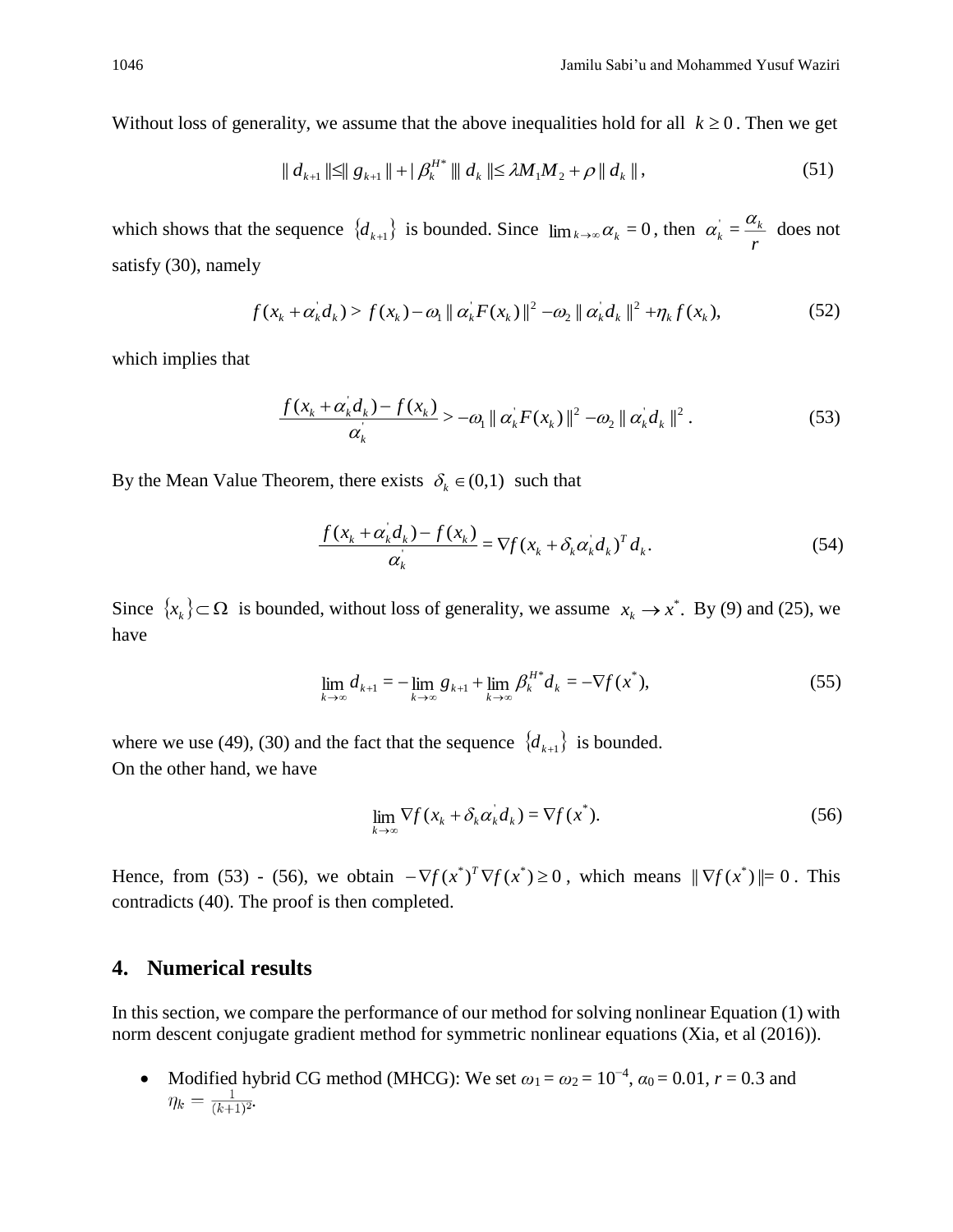Without loss of generality, we assume that the above inequalities hold for all $k \geq 0$. Then we get

$$\| d_{k+1} \| \leq \| g_{k+1} \| + | \beta_k^{H^*} | \| d_k \| \leq \lambda M_1 M_2 + \rho \| d_k \|, \tag{51}$$

which shows that the sequence $\{d_{k+1}\}$ is bounded. Since $\lim_{k\to\infty} \alpha_k = 0$, then $\alpha_k^{'} = \frac{\alpha_k}{r}$ does not satisfy (30), namely

$$f(x_k + \alpha_k^{'} d_k) > f(x_k) - \omega_1 \| \alpha_k^{'} F(x_k) \|^2 - \omega_2 \| \alpha_k^{'} d_k \|^2 + \eta_k f(x_k), \tag{52}$$

which implies that

$$\frac{f(x_k + \alpha_k^{'} d_k) - f(x_k)}{\alpha_k^{'}} > -\omega_1 \| \alpha_k^{'} F(x_k) \|^2 - \omega_2 \| \alpha_k^{'} d_k \|^2 . \tag{53}$$

By the Mean Value Theorem, there exists $\delta_k \in (0,1)$ such that

$$\frac{f(x_k + \alpha_k^{'} d_k) - f(x_k)}{\alpha_k^{'}} = \nabla f(x_k + \delta_k \alpha_k^{'} d_k)^T d_k . \tag{54}$$

Since $\{x_k\} \subset \Omega$ is bounded, without loss of generality, we assume $x_k \to x^*$. By (9) and (25), we have

$$\lim_{k\to\infty} d_{k+1} = -\lim_{k\to\infty} g_{k+1} + \lim_{k\to\infty} \beta_k^{H^*} d_k = -\nabla f(x^*), \tag{55}$$

where we use (49), (30) and the fact that the sequence $\{d_{k+1}\}$ is bounded.
On the other hand, we have

$$\lim_{k\to\infty} \nabla f(x_k + \delta_k \alpha_k^{'} d_k) = \nabla f(x^*). \tag{56}$$

Hence, from (53) - (56), we obtain $-\nabla f(x^*)^T \nabla f(x^*) \geq 0$, which means $\| \nabla f(x^*) \| = 0$. This contradicts (40). The proof is then completed.

## 4. Numerical results

In this section, we compare the performance of our method for solving nonlinear Equation (1) with norm descent conjugate gradient method for symmetric nonlinear equations (Xia, et al (2016)).

- Modified hybrid CG method (MHCG): We set $\omega_1 = \omega_2 = 10^{-4}$, $\alpha_0 = 0.01$, $r = 0.3$ and $\eta_k = \frac{1}{(k+1)^2}$.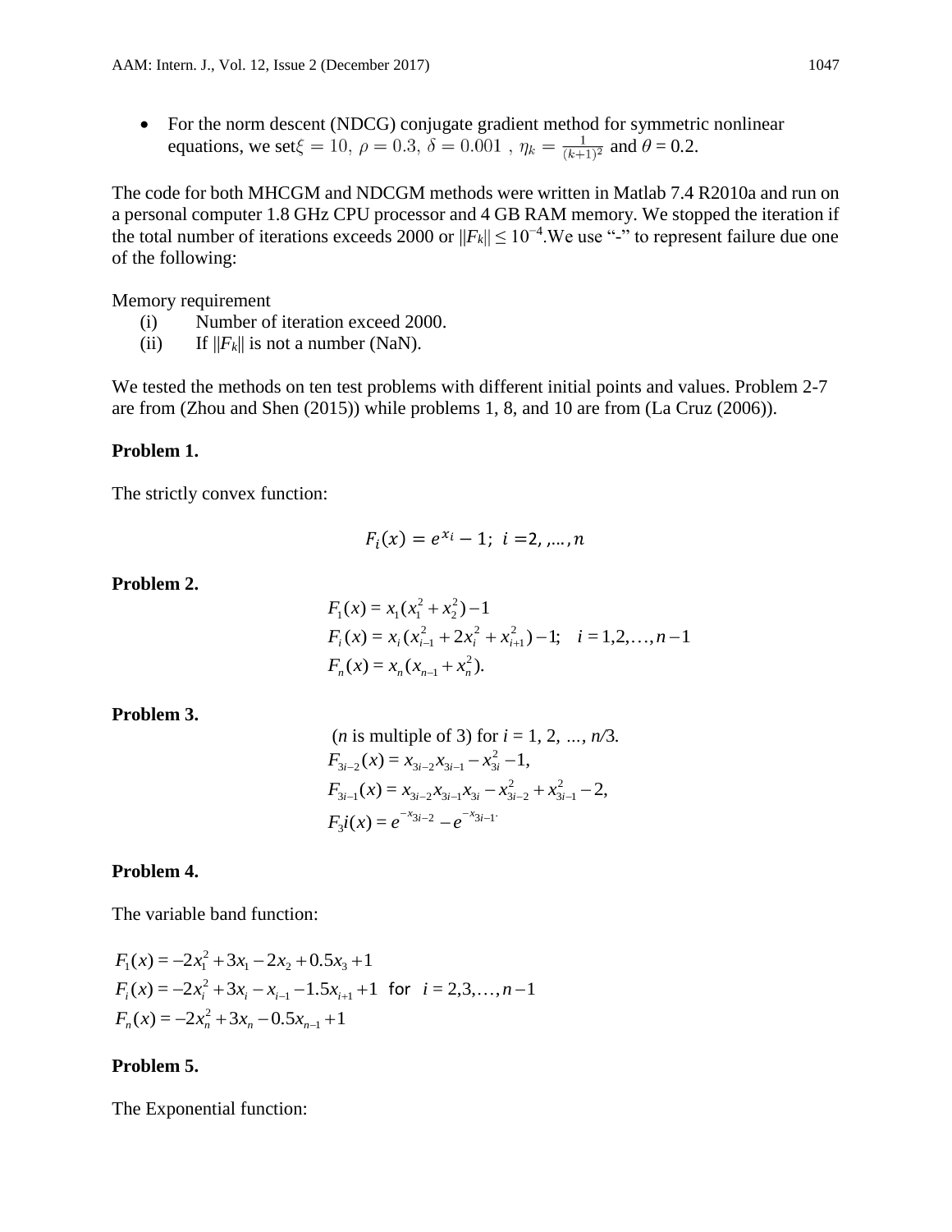- For the norm descent (NDCG) conjugate gradient method for symmetric nonlinear equations, we set $\xi = 10,\ \rho = 0.3,\ \delta = 0.001$ , $\eta_k = \frac{1}{(k+1)^2}$ and $\theta = 0.2$.

The code for both MHCGM and NDCGM methods were written in Matlab 7.4 R2010a and run on a personal computer 1.8 GHz CPU processor and 4 GB RAM memory. We stopped the iteration if the total number of iterations exceeds 2000 or $\|F_k\| \leq 10^{-4}$.We use "-" to represent failure due one of the following:

Memory requirement

(i) Number of iteration exceed 2000.

(ii) If $\|F_k\|$ is not a number (NaN).

We tested the methods on ten test problems with different initial points and values. Problem 2-7 are from (Zhou and Shen (2015)) while problems 1, 8, and 10 are from (La Cruz (2006)).

**Problem 1.**

The strictly convex function:

$$F_i(x) = e^{x_i} - 1;\ i = 2, ,\ldots, n$$

**Problem 2.**

$$F_1(x) = x_1(x_1^2 + x_2^2) - 1$$
$$F_i(x) = x_i(x_{i-1}^2 + 2x_i^2 + x_{i+1}^2) - 1; \quad i = 1,2,\ldots,n-1$$
$$F_n(x) = x_n(x_{n-1} + x_n^2).$$

**Problem 3.**

($n$ is multiple of 3) for $i = 1, 2, \ldots, n/3$.

$$F_{3i-2}(x) = x_{3i-2}x_{3i-1} - x_{3i}^2 - 1,$$
$$F_{3i-1}(x) = x_{3i-2}x_{3i-1}x_{3i} - x_{3i-2}^2 + x_{3i-1}^2 - 2,$$
$$F_3 i(x) = e^{-x_{3i-2}} - e^{-x_{3i-1}}.$$

**Problem 4.**

The variable band function:

$$F_1(x) = -2x_1^2 + 3x_1 - 2x_2 + 0.5x_3 + 1$$
$$F_i(x) = -2x_i^2 + 3x_i - x_{i-1} - 1.5x_{i+1} + 1 \text{ for } i = 2,3,\ldots,n-1$$
$$F_n(x) = -2x_n^2 + 3x_n - 0.5x_{n-1} + 1$$

**Problem 5.**

The Exponential function: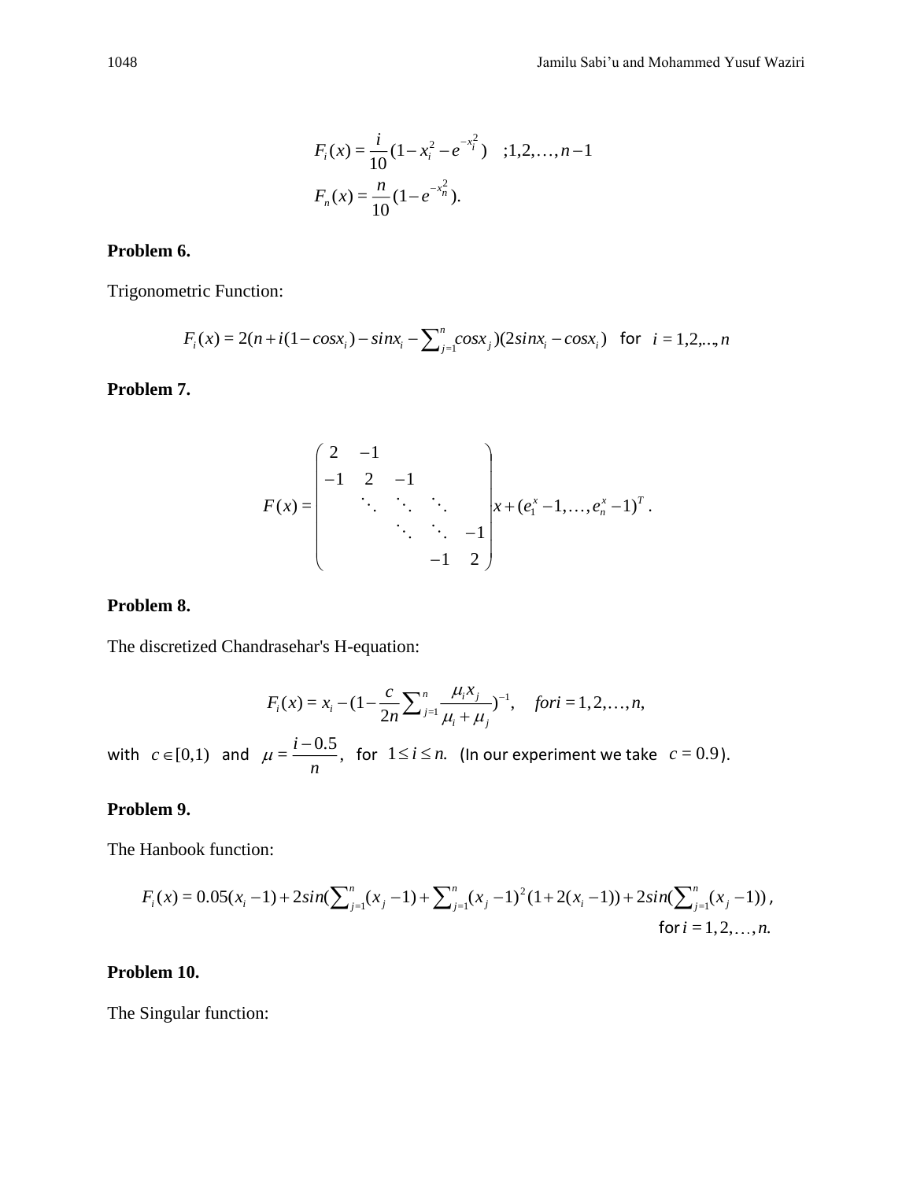$$F_i(x) = \frac{i}{10}(1 - x_i^2 - e^{-x_i^2}) \quad ;1,2,\ldots,n-1$$
$$F_n(x) = \frac{n}{10}(1 - e^{-x_n^2}).$$

**Problem 6.**

Trigonometric Function:

$$F_i(x) = 2(n + i(1 - cosx_i) - sinx_i - \sum_{j=1}^{n} cosx_j)(2sinx_i - cosx_i) \quad \text{for} \quad i = 1,2,\ldots,n$$

**Problem 7.**

$$F(x) = \begin{pmatrix} 2 & -1 & & & \\ -1 & 2 & -1 & & \\ & \ddots & \ddots & \ddots & \\ & & \ddots & \ddots & -1 \\ & & & -1 & 2 \end{pmatrix} x + (e_1^x - 1, \ldots, e_n^x - 1)^T.$$

**Problem 8.**

The discretized Chandrasehar's H-equation:

$$F_i(x) = x_i - (1 - \frac{c}{2n}\sum_{j=1}^{n}\frac{\mu_i x_j}{\mu_i + \mu_j})^{-1}, \quad for i = 1,2,\ldots,n,$$

with $c \in [0,1)$ and $\mu = \frac{i - 0.5}{n}$, for $1 \le i \le n.$ (In our experiment we take $c = 0.9$).

**Problem 9.**

The Hanbook function:

$$F_i(x) = 0.05(x_i - 1) + 2sin(\sum_{j=1}^{n}(x_j - 1) + \sum_{j=1}^{n}(x_j - 1)^2(1 + 2(x_i - 1)) + 2sin(\sum_{j=1}^{n}(x_j - 1)),$$
$$\text{for } i = 1,2,\ldots,n.$$

**Problem 10.**

The Singular function: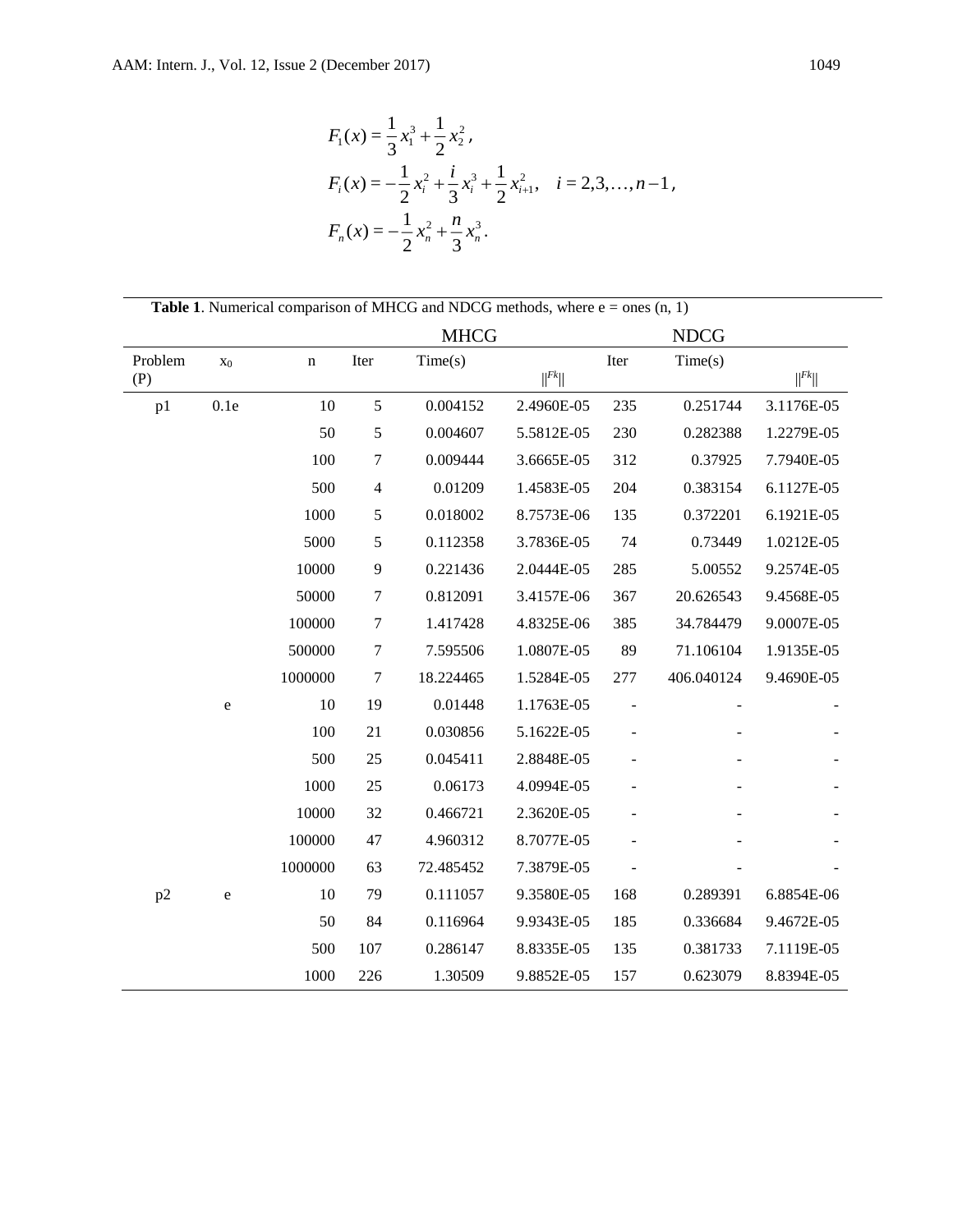$$F_1(x) = \frac{1}{3}x_1^3 + \frac{1}{2}x_2^2,$$

$$F_i(x) = -\frac{1}{2}x_i^2 + \frac{i}{3}x_i^3 + \frac{1}{2}x_{i+1}^2, \quad i = 2,3,\ldots,n-1,$$

$$F_n(x) = -\frac{1}{2}x_n^2 + \frac{n}{3}x_n^3.$$

**Table 1**. Numerical comparison of MHCG and NDCG methods, where e = ones (n, 1)

| | | | MHCG | | | NDCG | | |
|---|---|---|---|---|---|---|---|---|
| Problem (P) | $x_0$ | n | Iter | Time(s) | $\|\|F_k\|\|$ | Iter | Time(s) | $\|\|F_k\|\|$ |
| p1 | 0.1e | 10 | 5 | 0.004152 | 2.4960E-05 | 235 | 0.251744 | 3.1176E-05 |
| | | 50 | 5 | 0.004607 | 5.5812E-05 | 230 | 0.282388 | 1.2279E-05 |
| | | 100 | 7 | 0.009444 | 3.6665E-05 | 312 | 0.37925 | 7.7940E-05 |
| | | 500 | 4 | 0.01209 | 1.4583E-05 | 204 | 0.383154 | 6.1127E-05 |
| | | 1000 | 5 | 0.018002 | 8.7573E-06 | 135 | 0.372201 | 6.1921E-05 |
| | | 5000 | 5 | 0.112358 | 3.7836E-05 | 74 | 0.73449 | 1.0212E-05 |
| | | 10000 | 9 | 0.221436 | 2.0444E-05 | 285 | 5.00552 | 9.2574E-05 |
| | | 50000 | 7 | 0.812091 | 3.4157E-06 | 367 | 20.626543 | 9.4568E-05 |
| | | 100000 | 7 | 1.417428 | 4.8325E-06 | 385 | 34.784479 | 9.0007E-05 |
| | | 500000 | 7 | 7.595506 | 1.0807E-05 | 89 | 71.106104 | 1.9135E-05 |
| | | 1000000 | 7 | 18.224465 | 1.5284E-05 | 277 | 406.040124 | 9.4690E-05 |
| | e | 10 | 19 | 0.01448 | 1.1763E-05 | - | - | - |
| | | 100 | 21 | 0.030856 | 5.1622E-05 | - | - | - |
| | | 500 | 25 | 0.045411 | 2.8848E-05 | - | - | - |
| | | 1000 | 25 | 0.06173 | 4.0994E-05 | - | - | - |
| | | 10000 | 32 | 0.466721 | 2.3620E-05 | - | - | - |
| | | 100000 | 47 | 4.960312 | 8.7077E-05 | - | - | - |
| | | 1000000 | 63 | 72.485452 | 7.3879E-05 | - | - | - |
| p2 | e | 10 | 79 | 0.111057 | 9.3580E-05 | 168 | 0.289391 | 6.8854E-06 |
| | | 50 | 84 | 0.116964 | 9.9343E-05 | 185 | 0.336684 | 9.4672E-05 |
| | | 500 | 107 | 0.286147 | 8.8335E-05 | 135 | 0.381733 | 7.1119E-05 |
| | | 1000 | 226 | 1.30509 | 9.8852E-05 | 157 | 0.623079 | 8.8394E-05 |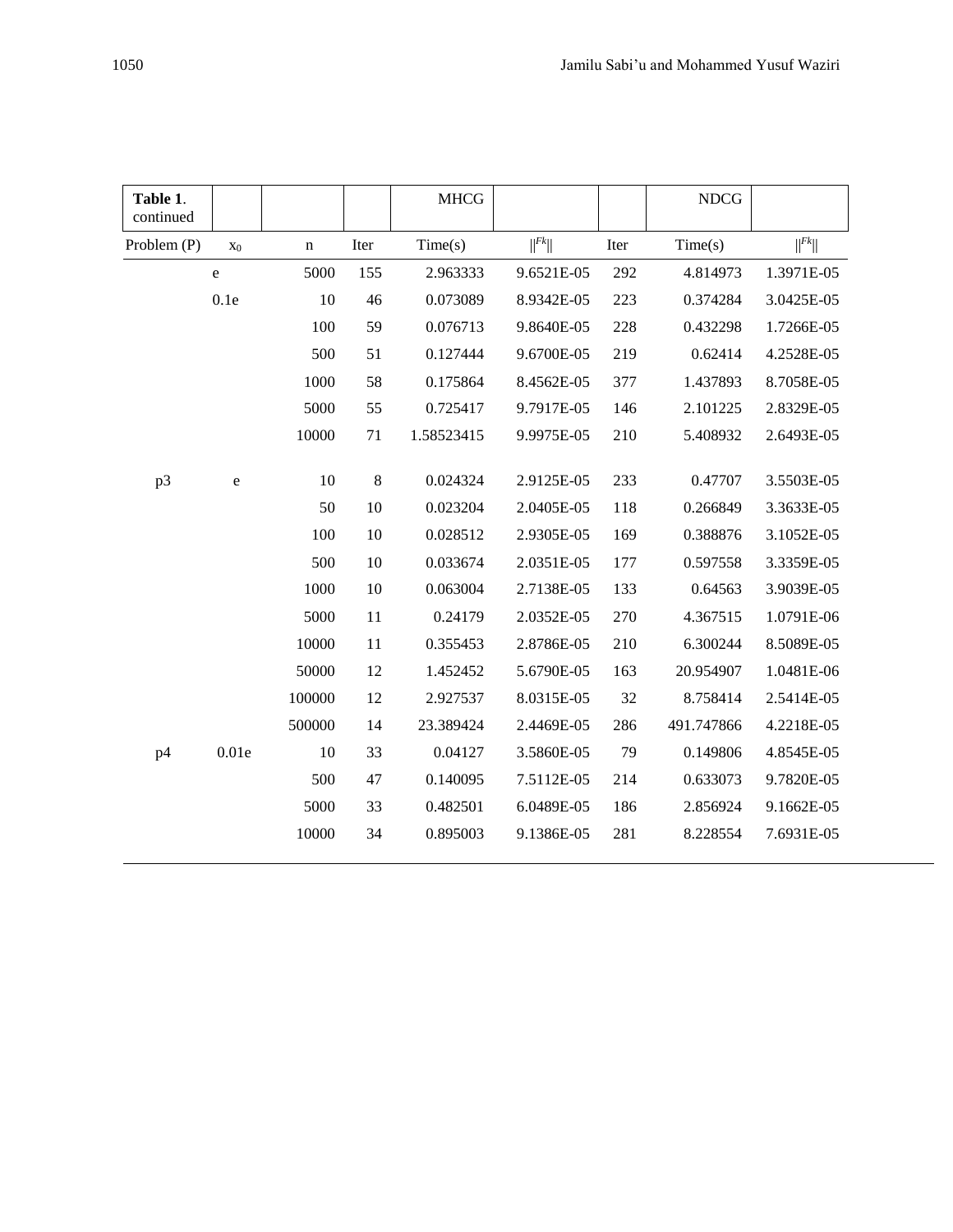| Table 1. continued | | | | MHCG | | | NDCG | |
|---|---|---|---|---|---|---|---|---|
| Problem (P) | $x_0$ | n | Iter | Time(s) | $\|F_k\|$ | Iter | Time(s) | $\|F_k\|$ |
| | e | 5000 | 155 | 2.963333 | 9.6521E-05 | 292 | 4.814973 | 1.3971E-05 |
| | 0.1e | 10 | 46 | 0.073089 | 8.9342E-05 | 223 | 0.374284 | 3.0425E-05 |
| | | 100 | 59 | 0.076713 | 9.8640E-05 | 228 | 0.432298 | 1.7266E-05 |
| | | 500 | 51 | 0.127444 | 9.6700E-05 | 219 | 0.62414 | 4.2528E-05 |
| | | 1000 | 58 | 0.175864 | 8.4562E-05 | 377 | 1.437893 | 8.7058E-05 |
| | | 5000 | 55 | 0.725417 | 9.7917E-05 | 146 | 2.101225 | 2.8329E-05 |
| | | 10000 | 71 | 1.58523415 | 9.9975E-05 | 210 | 5.408932 | 2.6493E-05 |
| p3 | e | 10 | 8 | 0.024324 | 2.9125E-05 | 233 | 0.47707 | 3.5503E-05 |
| | | 50 | 10 | 0.023204 | 2.0405E-05 | 118 | 0.266849 | 3.3633E-05 |
| | | 100 | 10 | 0.028512 | 2.9305E-05 | 169 | 0.388876 | 3.1052E-05 |
| | | 500 | 10 | 0.033674 | 2.0351E-05 | 177 | 0.597558 | 3.3359E-05 |
| | | 1000 | 10 | 0.063004 | 2.7138E-05 | 133 | 0.64563 | 3.9039E-05 |
| | | 5000 | 11 | 0.24179 | 2.0352E-05 | 270 | 4.367515 | 1.0791E-06 |
| | | 10000 | 11 | 0.355453 | 2.8786E-05 | 210 | 6.300244 | 8.5089E-05 |
| | | 50000 | 12 | 1.452452 | 5.6790E-05 | 163 | 20.954907 | 1.0481E-06 |
| | | 100000 | 12 | 2.927537 | 8.0315E-05 | 32 | 8.758414 | 2.5414E-05 |
| | | 500000 | 14 | 23.389424 | 2.4469E-05 | 286 | 491.747866 | 4.2218E-05 |
| p4 | 0.01e | 10 | 33 | 0.04127 | 3.5860E-05 | 79 | 0.149806 | 4.8545E-05 |
| | | 500 | 47 | 0.140095 | 7.5112E-05 | 214 | 0.633073 | 9.7820E-05 |
| | | 5000 | 33 | 0.482501 | 6.0489E-05 | 186 | 2.856924 | 9.1662E-05 |
| | | 10000 | 34 | 0.895003 | 9.1386E-05 | 281 | 8.228554 | 7.6931E-05 |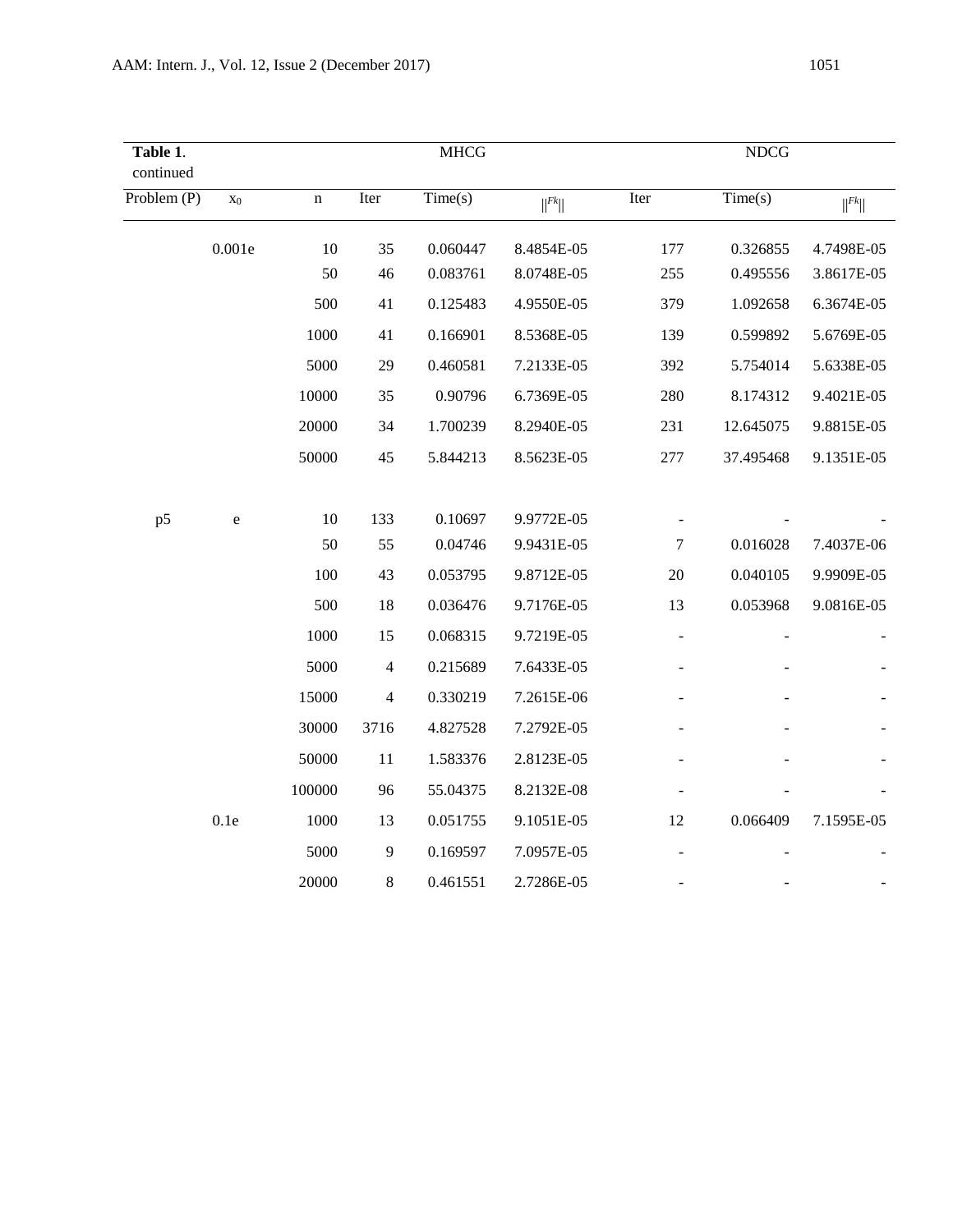| **Table 1**. continued | | | MHCG | | | NDCG | | |
|---|---|---|---|---|---|---|---|---|
| Problem (P) | $x_0$ | n | Iter | Time(s) | $\|\|F_k\|\|$ | Iter | Time(s) | $\|\|F_k\|\|$ |
| | 0.001e | 10 | 35 | 0.060447 | 8.4854E-05 | 177 | 0.326855 | 4.7498E-05 |
| | | 50 | 46 | 0.083761 | 8.0748E-05 | 255 | 0.495556 | 3.8617E-05 |
| | | 500 | 41 | 0.125483 | 4.9550E-05 | 379 | 1.092658 | 6.3674E-05 |
| | | 1000 | 41 | 0.166901 | 8.5368E-05 | 139 | 0.599892 | 5.6769E-05 |
| | | 5000 | 29 | 0.460581 | 7.2133E-05 | 392 | 5.754014 | 5.6338E-05 |
| | | 10000 | 35 | 0.90796 | 6.7369E-05 | 280 | 8.174312 | 9.4021E-05 |
| | | 20000 | 34 | 1.700239 | 8.2940E-05 | 231 | 12.645075 | 9.8815E-05 |
| | | 50000 | 45 | 5.844213 | 8.5623E-05 | 277 | 37.495468 | 9.1351E-05 |
| p5 | e | 10 | 133 | 0.10697 | 9.9772E-05 | - | - | - |
| | | 50 | 55 | 0.04746 | 9.9431E-05 | 7 | 0.016028 | 7.4037E-06 |
| | | 100 | 43 | 0.053795 | 9.8712E-05 | 20 | 0.040105 | 9.9909E-05 |
| | | 500 | 18 | 0.036476 | 9.7176E-05 | 13 | 0.053968 | 9.0816E-05 |
| | | 1000 | 15 | 0.068315 | 9.7219E-05 | - | - | - |
| | | 5000 | 4 | 0.215689 | 7.6433E-05 | - | - | - |
| | | 15000 | 4 | 0.330219 | 7.2615E-06 | - | - | - |
| | | 30000 | 3716 | 4.827528 | 7.2792E-05 | - | - | - |
| | | 50000 | 11 | 1.583376 | 2.8123E-05 | - | - | - |
| | | 100000 | 96 | 55.04375 | 8.2132E-08 | - | - | - |
| | 0.1e | 1000 | 13 | 0.051755 | 9.1051E-05 | 12 | 0.066409 | 7.1595E-05 |
| | | 5000 | 9 | 0.169597 | 7.0957E-05 | - | - | - |
| | | 20000 | 8 | 0.461551 | 2.7286E-05 | - | - | - |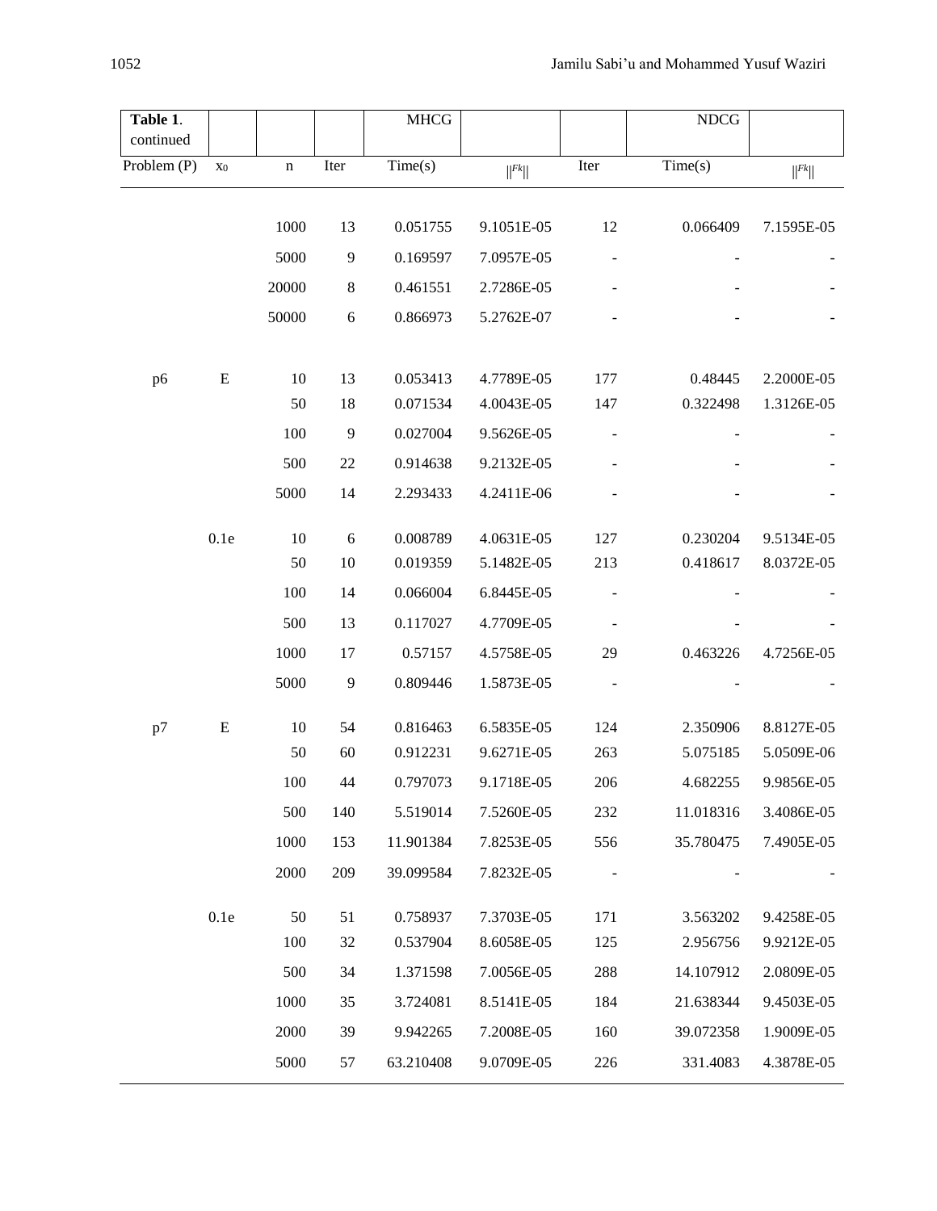| Table 1. continued | | | | MHCG | | | NDCG | |
|---|---|---|---|---|---|---|---|---|
| Problem (P) | $x_0$ | n | Iter | Time(s) | $\|\|F_k\|\|$ | Iter | Time(s) | $\|\|F_k\|\|$ |
| | | 1000 | 13 | 0.051755 | 9.1051E-05 | 12 | 0.066409 | 7.1595E-05 |
| | | 5000 | 9 | 0.169597 | 7.0957E-05 | - | - | - |
| | | 20000 | 8 | 0.461551 | 2.7286E-05 | - | - | - |
| | | 50000 | 6 | 0.866973 | 5.2762E-07 | - | - | - |
| p6 | E | 10 | 13 | 0.053413 | 4.7789E-05 | 177 | 0.48445 | 2.2000E-05 |
| | | 50 | 18 | 0.071534 | 4.0043E-05 | 147 | 0.322498 | 1.3126E-05 |
| | | 100 | 9 | 0.027004 | 9.5626E-05 | - | - | - |
| | | 500 | 22 | 0.914638 | 9.2132E-05 | - | - | - |
| | | 5000 | 14 | 2.293433 | 4.2411E-06 | - | - | - |
| | 0.1e | 10 | 6 | 0.008789 | 4.0631E-05 | 127 | 0.230204 | 9.5134E-05 |
| | | 50 | 10 | 0.019359 | 5.1482E-05 | 213 | 0.418617 | 8.0372E-05 |
| | | 100 | 14 | 0.066004 | 6.8445E-05 | - | - | - |
| | | 500 | 13 | 0.117027 | 4.7709E-05 | - | - | - |
| | | 1000 | 17 | 0.57157 | 4.5758E-05 | 29 | 0.463226 | 4.7256E-05 |
| | | 5000 | 9 | 0.809446 | 1.5873E-05 | - | - | - |
| p7 | E | 10 | 54 | 0.816463 | 6.5835E-05 | 124 | 2.350906 | 8.8127E-05 |
| | | 50 | 60 | 0.912231 | 9.6271E-05 | 263 | 5.075185 | 5.0509E-06 |
| | | 100 | 44 | 0.797073 | 9.1718E-05 | 206 | 4.682255 | 9.9856E-05 |
| | | 500 | 140 | 5.519014 | 7.5260E-05 | 232 | 11.018316 | 3.4086E-05 |
| | | 1000 | 153 | 11.901384 | 7.8253E-05 | 556 | 35.780475 | 7.4905E-05 |
| | | 2000 | 209 | 39.099584 | 7.8232E-05 | - | - | - |
| | 0.1e | 50 | 51 | 0.758937 | 7.3703E-05 | 171 | 3.563202 | 9.4258E-05 |
| | | 100 | 32 | 0.537904 | 8.6058E-05 | 125 | 2.956756 | 9.9212E-05 |
| | | 500 | 34 | 1.371598 | 7.0056E-05 | 288 | 14.107912 | 2.0809E-05 |
| | | 1000 | 35 | 3.724081 | 8.5141E-05 | 184 | 21.638344 | 9.4503E-05 |
| | | 2000 | 39 | 9.942265 | 7.2008E-05 | 160 | 39.072358 | 1.9009E-05 |
| | | 5000 | 57 | 63.210408 | 9.0709E-05 | 226 | 331.4083 | 4.3878E-05 |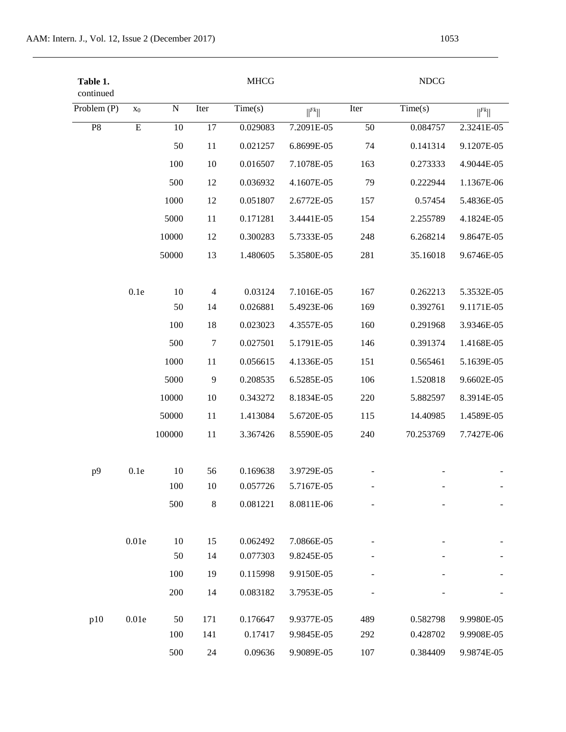**Table 1.** continued

| Problem (P) | $x_0$ | N | MHCG Iter | MHCG Time(s) | MHCG $\|F_k\|$ | NDCG Iter | NDCG Time(s) | NDCG $\|F_k\|$ |
|---|---|---|---|---|---|---|---|---|
| P8 | E | 10 | 17 | 0.029083 | 7.2091E-05 | 50 | 0.084757 | 2.3241E-05 |
| | | 50 | 11 | 0.021257 | 6.8699E-05 | 74 | 0.141314 | 9.1207E-05 |
| | | 100 | 10 | 0.016507 | 7.1078E-05 | 163 | 0.273333 | 4.9044E-05 |
| | | 500 | 12 | 0.036932 | 4.1607E-05 | 79 | 0.222944 | 1.1367E-06 |
| | | 1000 | 12 | 0.051807 | 2.6772E-05 | 157 | 0.57454 | 5.4836E-05 |
| | | 5000 | 11 | 0.171281 | 3.4441E-05 | 154 | 2.255789 | 4.1824E-05 |
| | | 10000 | 12 | 0.300283 | 5.7333E-05 | 248 | 6.268214 | 9.8647E-05 |
| | | 50000 | 13 | 1.480605 | 5.3580E-05 | 281 | 35.16018 | 9.6746E-05 |
| | 0.1e | 10 | 4 | 0.03124 | 7.1016E-05 | 167 | 0.262213 | 5.3532E-05 |
| | | 50 | 14 | 0.026881 | 5.4923E-06 | 169 | 0.392761 | 9.1171E-05 |
| | | 100 | 18 | 0.023023 | 4.3557E-05 | 160 | 0.291968 | 3.9346E-05 |
| | | 500 | 7 | 0.027501 | 5.1791E-05 | 146 | 0.391374 | 1.4168E-05 |
| | | 1000 | 11 | 0.056615 | 4.1336E-05 | 151 | 0.565461 | 5.1639E-05 |
| | | 5000 | 9 | 0.208535 | 6.5285E-05 | 106 | 1.520818 | 9.6602E-05 |
| | | 10000 | 10 | 0.343272 | 8.1834E-05 | 220 | 5.882597 | 8.3914E-05 |
| | | 50000 | 11 | 1.413084 | 5.6720E-05 | 115 | 14.40985 | 1.4589E-05 |
| | | 100000 | 11 | 3.367426 | 8.5590E-05 | 240 | 70.253769 | 7.7427E-06 |
| p9 | 0.1e | 10 | 56 | 0.169638 | 3.9729E-05 | - | - | - |
| | | 100 | 10 | 0.057726 | 5.7167E-05 | - | - | - |
| | | 500 | 8 | 0.081221 | 8.0811E-06 | - | - | - |
| | 0.01e | 10 | 15 | 0.062492 | 7.0866E-05 | - | - | - |
| | | 50 | 14 | 0.077303 | 9.8245E-05 | - | - | - |
| | | 100 | 19 | 0.115998 | 9.9150E-05 | - | - | - |
| | | 200 | 14 | 0.083182 | 3.7953E-05 | - | - | - |
| p10 | 0.01e | 50 | 171 | 0.176647 | 9.9377E-05 | 489 | 0.582798 | 9.9980E-05 |
| | | 100 | 141 | 0.17417 | 9.9845E-05 | 292 | 0.428702 | 9.9908E-05 |
| | | 500 | 24 | 0.09636 | 9.9089E-05 | 107 | 0.384409 | 9.9874E-05 |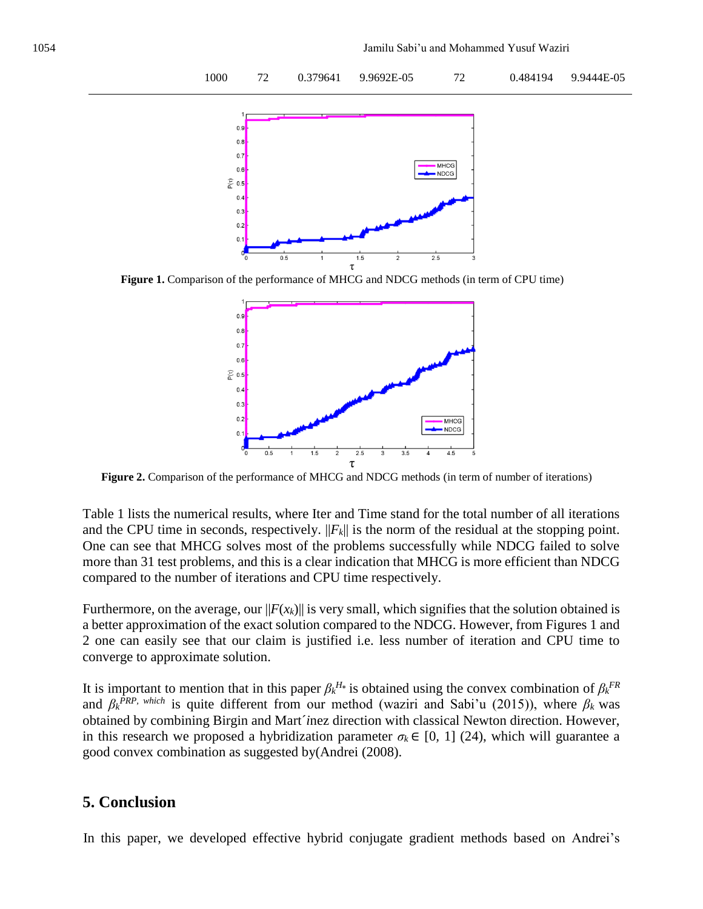| 1000 | 72 | 0.379641 | 9.9692E-05 | 72 | 0.484194 | 9.9444E-05 |
|---|---|---|---|---|---|---|

**Figure 1.** Comparison of the performance of MHCG and NDCG methods (in term of CPU time)

**Figure 2.** Comparison of the performance of MHCG and NDCG methods (in term of number of iterations)

Table 1 lists the numerical results, where Iter and Time stand for the total number of all iterations and the CPU time in seconds, respectively. $||F_k||$ is the norm of the residual at the stopping point. One can see that MHCG solves most of the problems successfully while NDCG failed to solve more than 31 test problems, and this is a clear indication that MHCG is more efficient than NDCG compared to the number of iterations and CPU time respectively.

Furthermore, on the average, our $||F(x_k)||$ is very small, which signifies that the solution obtained is a better approximation of the exact solution compared to the NDCG. However, from Figures 1 and 2 one can easily see that our claim is justified i.e. less number of iteration and CPU time to converge to approximate solution.

It is important to mention that in this paper $\beta_k^{H*}$ is obtained using the convex combination of $\beta_k^{FR}$ and $\beta_k^{PRP,\ which}$ is quite different from our method (waziri and Sabi'u (2015)), where $\beta_k$ was obtained by combining Birgin and Mart´inez direction with classical Newton direction. However, in this research we proposed a hybridization parameter $\sigma_k \in [0, 1]$ (24), which will guarantee a good convex combination as suggested by(Andrei (2008).

## 5. Conclusion

In this paper, we developed effective hybrid conjugate gradient methods based on Andrei's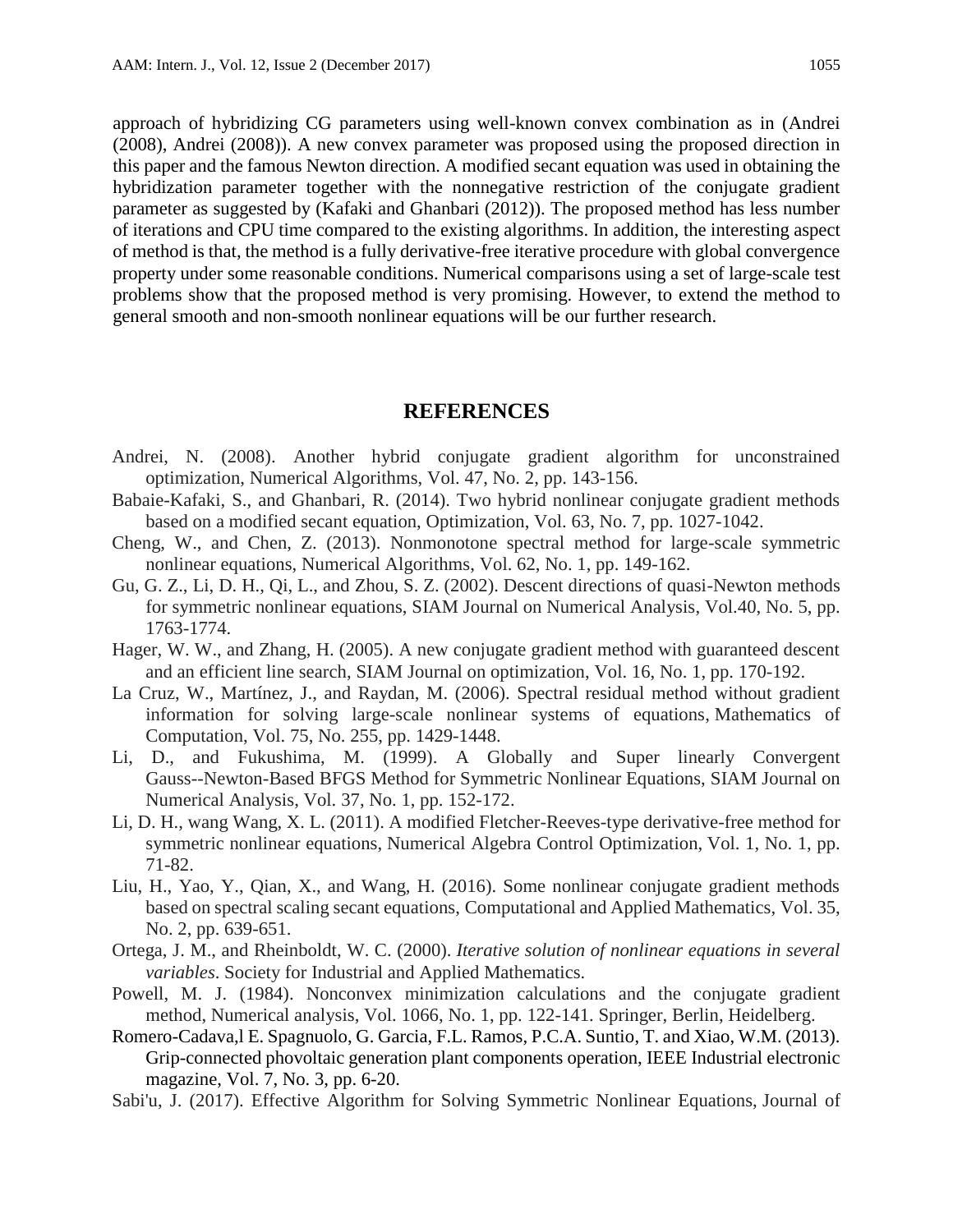approach of hybridizing CG parameters using well-known convex combination as in (Andrei (2008), Andrei (2008)). A new convex parameter was proposed using the proposed direction in this paper and the famous Newton direction. A modified secant equation was used in obtaining the hybridization parameter together with the nonnegative restriction of the conjugate gradient parameter as suggested by (Kafaki and Ghanbari (2012)). The proposed method has less number of iterations and CPU time compared to the existing algorithms. In addition, the interesting aspect of method is that, the method is a fully derivative-free iterative procedure with global convergence property under some reasonable conditions. Numerical comparisons using a set of large-scale test problems show that the proposed method is very promising. However, to extend the method to general smooth and non-smooth nonlinear equations will be our further research.

## REFERENCES

Andrei, N. (2008). Another hybrid conjugate gradient algorithm for unconstrained optimization, Numerical Algorithms, Vol. 47, No. 2, pp. 143-156.

Babaie-Kafaki, S., and Ghanbari, R. (2014). Two hybrid nonlinear conjugate gradient methods based on a modified secant equation, Optimization, Vol. 63, No. 7, pp. 1027-1042.

Cheng, W., and Chen, Z. (2013). Nonmonotone spectral method for large-scale symmetric nonlinear equations, Numerical Algorithms, Vol. 62, No. 1, pp. 149-162.

Gu, G. Z., Li, D. H., Qi, L., and Zhou, S. Z. (2002). Descent directions of quasi-Newton methods for symmetric nonlinear equations, SIAM Journal on Numerical Analysis, Vol.40, No. 5, pp. 1763-1774.

Hager, W. W., and Zhang, H. (2005). A new conjugate gradient method with guaranteed descent and an efficient line search, SIAM Journal on optimization, Vol. 16, No. 1, pp. 170-192.

La Cruz, W., Martínez, J., and Raydan, M. (2006). Spectral residual method without gradient information for solving large-scale nonlinear systems of equations, Mathematics of Computation, Vol. 75, No. 255, pp. 1429-1448.

Li, D., and Fukushima, M. (1999). A Globally and Super linearly Convergent Gauss--Newton-Based BFGS Method for Symmetric Nonlinear Equations, SIAM Journal on Numerical Analysis, Vol. 37, No. 1, pp. 152-172.

Li, D. H., wang Wang, X. L. (2011). A modified Fletcher-Reeves-type derivative-free method for symmetric nonlinear equations, Numerical Algebra Control Optimization, Vol. 1, No. 1, pp. 71-82.

Liu, H., Yao, Y., Qian, X., and Wang, H. (2016). Some nonlinear conjugate gradient methods based on spectral scaling secant equations, Computational and Applied Mathematics, Vol. 35, No. 2, pp. 639-651.

Ortega, J. M., and Rheinboldt, W. C. (2000). *Iterative solution of nonlinear equations in several variables*. Society for Industrial and Applied Mathematics.

Powell, M. J. (1984). Nonconvex minimization calculations and the conjugate gradient method, Numerical analysis, Vol. 1066, No. 1, pp. 122-141. Springer, Berlin, Heidelberg.

Romero-Cadava,l E. Spagnuolo, G. Garcia, F.L. Ramos, P.C.A. Suntio, T. and Xiao, W.M. (2013). Grip-connected phovoltaic generation plant components operation, IEEE Industrial electronic magazine, Vol. 7, No. 3, pp. 6-20.

Sabi'u, J. (2017). Effective Algorithm for Solving Symmetric Nonlinear Equations, Journal of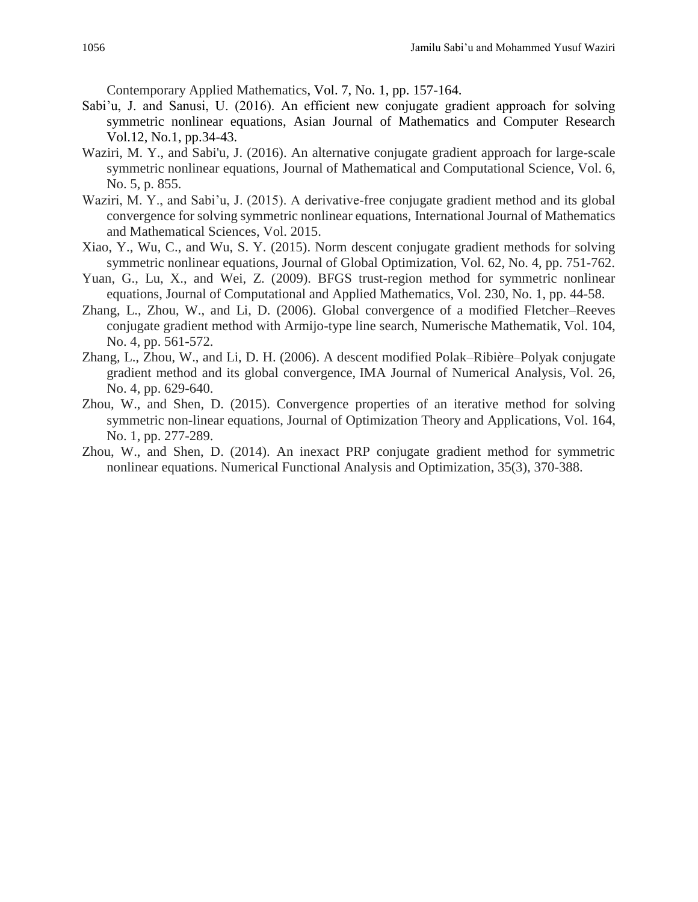Contemporary Applied Mathematics, Vol. 7, No. 1, pp. 157-164.

Sabi'u, J. and Sanusi, U. (2016). An efficient new conjugate gradient approach for solving symmetric nonlinear equations, Asian Journal of Mathematics and Computer Research Vol.12, No.1, pp.34-43.

Waziri, M. Y., and Sabi'u, J. (2016). An alternative conjugate gradient approach for large-scale symmetric nonlinear equations, Journal of Mathematical and Computational Science, Vol. 6, No. 5, p. 855.

Waziri, M. Y., and Sabi'u, J. (2015). A derivative-free conjugate gradient method and its global convergence for solving symmetric nonlinear equations, International Journal of Mathematics and Mathematical Sciences, Vol. 2015.

Xiao, Y., Wu, C., and Wu, S. Y. (2015). Norm descent conjugate gradient methods for solving symmetric nonlinear equations, Journal of Global Optimization, Vol. 62, No. 4, pp. 751-762.

Yuan, G., Lu, X., and Wei, Z. (2009). BFGS trust-region method for symmetric nonlinear equations, Journal of Computational and Applied Mathematics, Vol. 230, No. 1, pp. 44-58.

Zhang, L., Zhou, W., and Li, D. (2006). Global convergence of a modified Fletcher–Reeves conjugate gradient method with Armijo-type line search, Numerische Mathematik, Vol. 104, No. 4, pp. 561-572.

Zhang, L., Zhou, W., and Li, D. H. (2006). A descent modified Polak–Ribière–Polyak conjugate gradient method and its global convergence, IMA Journal of Numerical Analysis, Vol. 26, No. 4, pp. 629-640.

Zhou, W., and Shen, D. (2015). Convergence properties of an iterative method for solving symmetric non-linear equations, Journal of Optimization Theory and Applications, Vol. 164, No. 1, pp. 277-289.

Zhou, W., and Shen, D. (2014). An inexact PRP conjugate gradient method for symmetric nonlinear equations. Numerical Functional Analysis and Optimization, 35(3), 370-388.